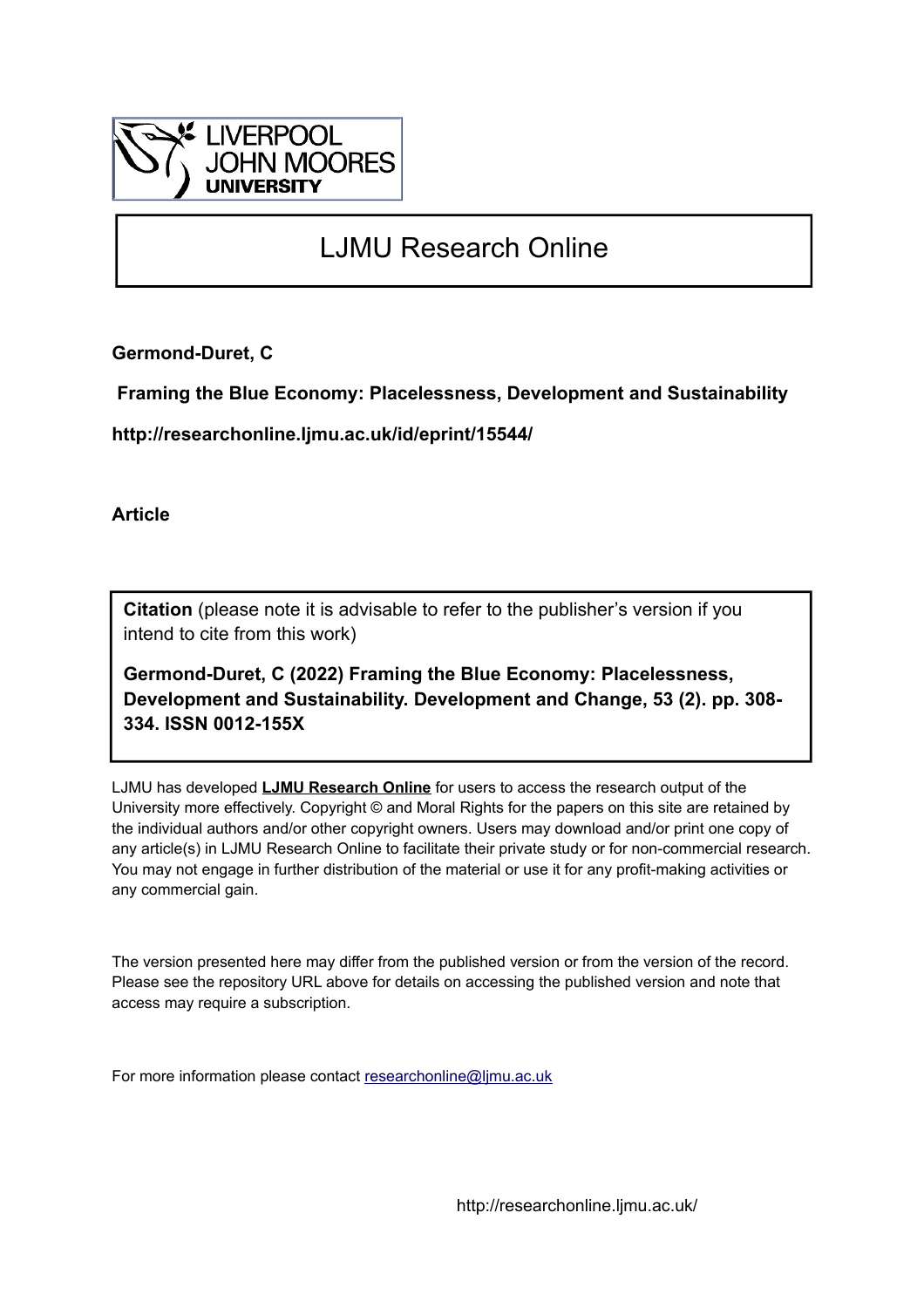LIVERPOOL JOHN MOORES UNIVERSITY

# LJMU Research Online

**Germond-Duret, C**

**Framing the Blue Economy: Placelessness, Development and Sustainability**

**http://researchonline.ljmu.ac.uk/id/eprint/15544/**

**Article**

**Citation** (please note it is advisable to refer to the publisher's version if you intend to cite from this work)

**Germond-Duret, C (2022) Framing the Blue Economy: Placelessness, Development and Sustainability. Development and Change, 53 (2). pp. 308-334. ISSN 0012-155X**

LJMU has developed **LJMU Research Online** for users to access the research output of the University more effectively. Copyright © and Moral Rights for the papers on this site are retained by the individual authors and/or other copyright owners. Users may download and/or print one copy of any article(s) in LJMU Research Online to facilitate their private study or for non-commercial research. You may not engage in further distribution of the material or use it for any profit-making activities or any commercial gain.

The version presented here may differ from the published version or from the version of the record. Please see the repository URL above for details on accessing the published version and note that access may require a subscription.

For more information please contact researchonline@ljmu.ac.uk

http://researchonline.ljmu.ac.uk/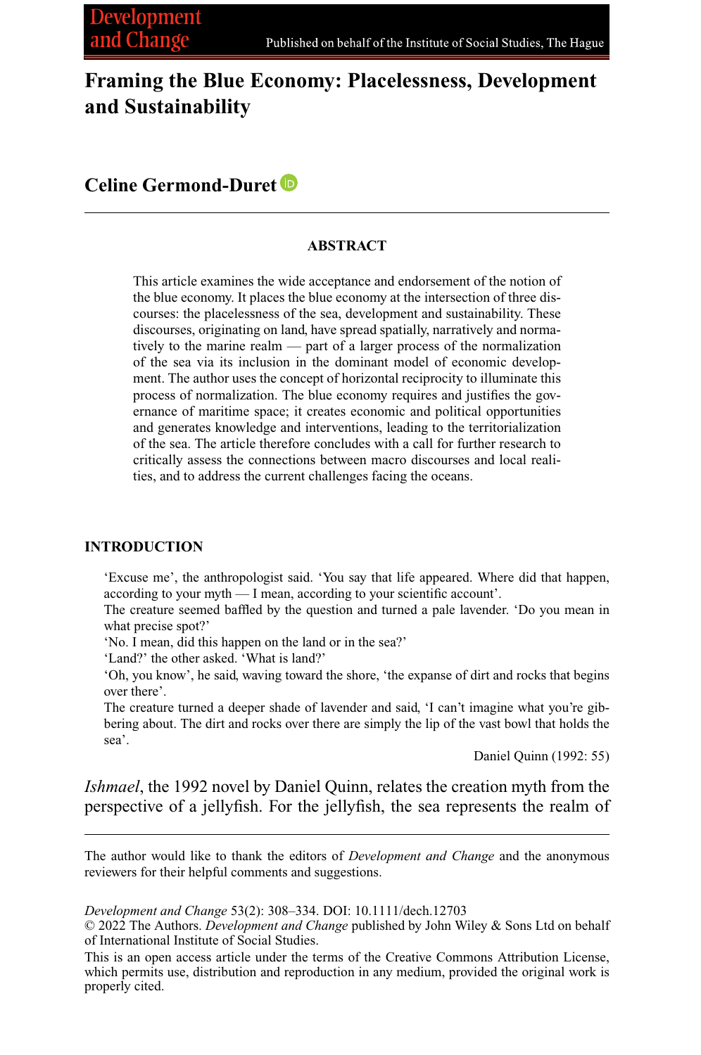# Framing the Blue Economy: Placelessness, Development and Sustainability

## Celine Germond-Duret

---

### ABSTRACT

This article examines the wide acceptance and endorsement of the notion of the blue economy. It places the blue economy at the intersection of three discourses: the placelessness of the sea, development and sustainability. These discourses, originating on land, have spread spatially, narratively and normatively to the marine realm — part of a larger process of the normalization of the sea via its inclusion in the dominant model of economic development. The author uses the concept of horizontal reciprocity to illuminate this process of normalization. The blue economy requires and justifies the governance of maritime space; it creates economic and political opportunities and generates knowledge and interventions, leading to the territorialization of the sea. The article therefore concludes with a call for further research to critically assess the connections between macro discourses and local realities, and to address the current challenges facing the oceans.

### INTRODUCTION

> 'Excuse me', the anthropologist said. 'You say that life appeared. Where did that happen, according to your myth — I mean, according to your scientific account'.
> The creature seemed baffled by the question and turned a pale lavender. 'Do you mean in what precise spot?'
> 'No. I mean, did this happen on the land or in the sea?'
> 'Land?' the other asked. 'What is land?'
> 'Oh, you know', he said, waving toward the shore, 'the expanse of dirt and rocks that begins over there'.
> The creature turned a deeper shade of lavender and said, 'I can't imagine what you're gibbering about. The dirt and rocks over there are simply the lip of the vast bowl that holds the sea'.
>
> Daniel Quinn (1992: 55)

*Ishmael*, the 1992 novel by Daniel Quinn, relates the creation myth from the perspective of a jellyfish. For the jellyfish, the sea represents the realm of

---

The author would like to thank the editors of *Development and Change* and the anonymous reviewers for their helpful comments and suggestions.

*Development and Change* 53(2): 308–334. DOI: 10.1111/dech.12703
© 2022 The Authors. *Development and Change* published by John Wiley & Sons Ltd on behalf of International Institute of Social Studies.
This is an open access article under the terms of the Creative Commons Attribution License, which permits use, distribution and reproduction in any medium, provided the original work is properly cited.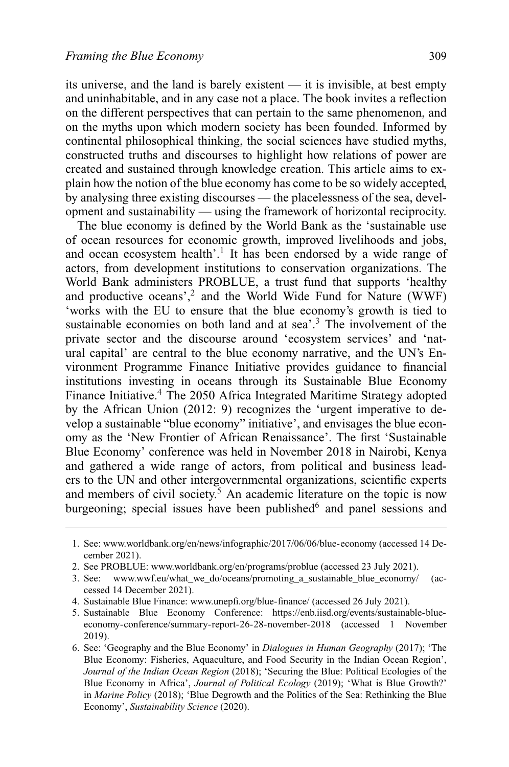its universe, and the land is barely existent — it is invisible, at best empty and uninhabitable, and in any case not a place. The book invites a reflection on the different perspectives that can pertain to the same phenomenon, and on the myths upon which modern society has been founded. Informed by continental philosophical thinking, the social sciences have studied myths, constructed truths and discourses to highlight how relations of power are created and sustained through knowledge creation. This article aims to explain how the notion of the blue economy has come to be so widely accepted, by analysing three existing discourses — the placelessness of the sea, development and sustainability — using the framework of horizontal reciprocity.

The blue economy is defined by the World Bank as the 'sustainable use of ocean resources for economic growth, improved livelihoods and jobs, and ocean ecosystem health'.[1] It has been endorsed by a wide range of actors, from development institutions to conservation organizations. The World Bank administers PROBLUE, a trust fund that supports 'healthy and productive oceans',[2] and the World Wide Fund for Nature (WWF) 'works with the EU to ensure that the blue economy's growth is tied to sustainable economies on both land and at sea'.[3] The involvement of the private sector and the discourse around 'ecosystem services' and 'natural capital' are central to the blue economy narrative, and the UN's Environment Programme Finance Initiative provides guidance to financial institutions investing in oceans through its Sustainable Blue Economy Finance Initiative.[4] The 2050 Africa Integrated Maritime Strategy adopted by the African Union (2012: 9) recognizes the 'urgent imperative to develop a sustainable "blue economy" initiative', and envisages the blue economy as the 'New Frontier of African Renaissance'. The first 'Sustainable Blue Economy' conference was held in November 2018 in Nairobi, Kenya and gathered a wide range of actors, from political and business leaders to the UN and other intergovernmental organizations, scientific experts and members of civil society.[5] An academic literature on the topic is now burgeoning; special issues have been published[6] and panel sessions and

---

1. See: www.worldbank.org/en/news/infographic/2017/06/06/blue-economy (accessed 14 December 2021).
2. See PROBLUE: www.worldbank.org/en/programs/problue (accessed 23 July 2021).
3. See: www.wwf.eu/what_we_do/oceans/promoting_a_sustainable_blue_economy/ (accessed 14 December 2021).
4. Sustainable Blue Finance: www.unepfi.org/blue-finance/ (accessed 26 July 2021).
5. Sustainable Blue Economy Conference: https://enb.iisd.org/events/sustainable-blue-economy-conference/summary-report-26-28-november-2018 (accessed 1 November 2019).
6. See: 'Geography and the Blue Economy' in *Dialogues in Human Geography* (2017); 'The Blue Economy: Fisheries, Aquaculture, and Food Security in the Indian Ocean Region', *Journal of the Indian Ocean Region* (2018); 'Securing the Blue: Political Ecologies of the Blue Economy in Africa', *Journal of Political Ecology* (2019); 'What is Blue Growth?' in *Marine Policy* (2018); 'Blue Degrowth and the Politics of the Sea: Rethinking the Blue Economy', *Sustainability Science* (2020).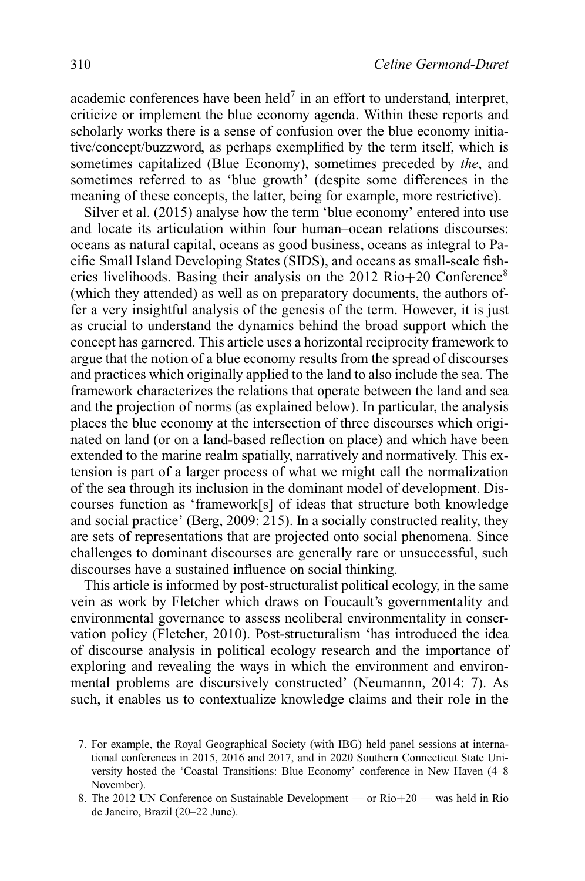academic conferences have been held[7] in an effort to understand, interpret, criticize or implement the blue economy agenda. Within these reports and scholarly works there is a sense of confusion over the blue economy initiative/concept/buzzword, as perhaps exemplified by the term itself, which is sometimes capitalized (Blue Economy), sometimes preceded by *the*, and sometimes referred to as 'blue growth' (despite some differences in the meaning of these concepts, the latter, being for example, more restrictive).

Silver et al. (2015) analyse how the term 'blue economy' entered into use and locate its articulation within four human–ocean relations discourses: oceans as natural capital, oceans as good business, oceans as integral to Pacific Small Island Developing States (SIDS), and oceans as small-scale fisheries livelihoods. Basing their analysis on the 2012 Rio+20 Conference[8] (which they attended) as well as on preparatory documents, the authors offer a very insightful analysis of the genesis of the term. However, it is just as crucial to understand the dynamics behind the broad support which the concept has garnered. This article uses a horizontal reciprocity framework to argue that the notion of a blue economy results from the spread of discourses and practices which originally applied to the land to also include the sea. The framework characterizes the relations that operate between the land and sea and the projection of norms (as explained below). In particular, the analysis places the blue economy at the intersection of three discourses which originated on land (or on a land-based reflection on place) and which have been extended to the marine realm spatially, narratively and normatively. This extension is part of a larger process of what we might call the normalization of the sea through its inclusion in the dominant model of development. Discourses function as 'framework[s] of ideas that structure both knowledge and social practice' (Berg, 2009: 215). In a socially constructed reality, they are sets of representations that are projected onto social phenomena. Since challenges to dominant discourses are generally rare or unsuccessful, such discourses have a sustained influence on social thinking.

This article is informed by post-structuralist political ecology, in the same vein as work by Fletcher which draws on Foucault's governmentality and environmental governance to assess neoliberal environmentality in conservation policy (Fletcher, 2010). Post-structuralism 'has introduced the idea of discourse analysis in political ecology research and the importance of exploring and revealing the ways in which the environment and environmental problems are discursively constructed' (Neumannn, 2014: 7). As such, it enables us to contextualize knowledge claims and their role in the

7. For example, the Royal Geographical Society (with IBG) held panel sessions at international conferences in 2015, 2016 and 2017, and in 2020 Southern Connecticut State University hosted the 'Coastal Transitions: Blue Economy' conference in New Haven (4–8 November).

8. The 2012 UN Conference on Sustainable Development — or Rio+20 — was held in Rio de Janeiro, Brazil (20–22 June).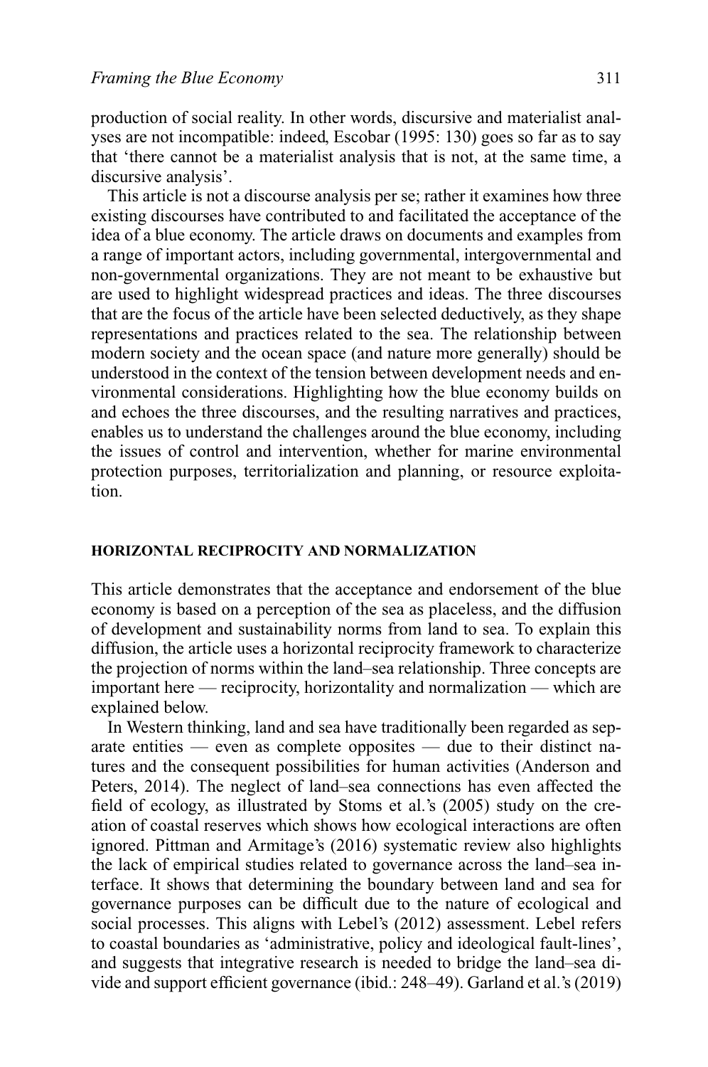production of social reality. In other words, discursive and materialist analyses are not incompatible: indeed, Escobar (1995: 130) goes so far as to say that 'there cannot be a materialist analysis that is not, at the same time, a discursive analysis'.

This article is not a discourse analysis per se; rather it examines how three existing discourses have contributed to and facilitated the acceptance of the idea of a blue economy. The article draws on documents and examples from a range of important actors, including governmental, intergovernmental and non-governmental organizations. They are not meant to be exhaustive but are used to highlight widespread practices and ideas. The three discourses that are the focus of the article have been selected deductively, as they shape representations and practices related to the sea. The relationship between modern society and the ocean space (and nature more generally) should be understood in the context of the tension between development needs and environmental considerations. Highlighting how the blue economy builds on and echoes the three discourses, and the resulting narratives and practices, enables us to understand the challenges around the blue economy, including the issues of control and intervention, whether for marine environmental protection purposes, territorialization and planning, or resource exploitation.

## HORIZONTAL RECIPROCITY AND NORMALIZATION

This article demonstrates that the acceptance and endorsement of the blue economy is based on a perception of the sea as placeless, and the diffusion of development and sustainability norms from land to sea. To explain this diffusion, the article uses a horizontal reciprocity framework to characterize the projection of norms within the land–sea relationship. Three concepts are important here — reciprocity, horizontality and normalization — which are explained below.

In Western thinking, land and sea have traditionally been regarded as separate entities — even as complete opposites — due to their distinct natures and the consequent possibilities for human activities (Anderson and Peters, 2014). The neglect of land–sea connections has even affected the field of ecology, as illustrated by Stoms et al.'s (2005) study on the creation of coastal reserves which shows how ecological interactions are often ignored. Pittman and Armitage's (2016) systematic review also highlights the lack of empirical studies related to governance across the land–sea interface. It shows that determining the boundary between land and sea for governance purposes can be difficult due to the nature of ecological and social processes. This aligns with Lebel's (2012) assessment. Lebel refers to coastal boundaries as 'administrative, policy and ideological fault-lines', and suggests that integrative research is needed to bridge the land–sea divide and support efficient governance (ibid.: 248–49). Garland et al.'s (2019)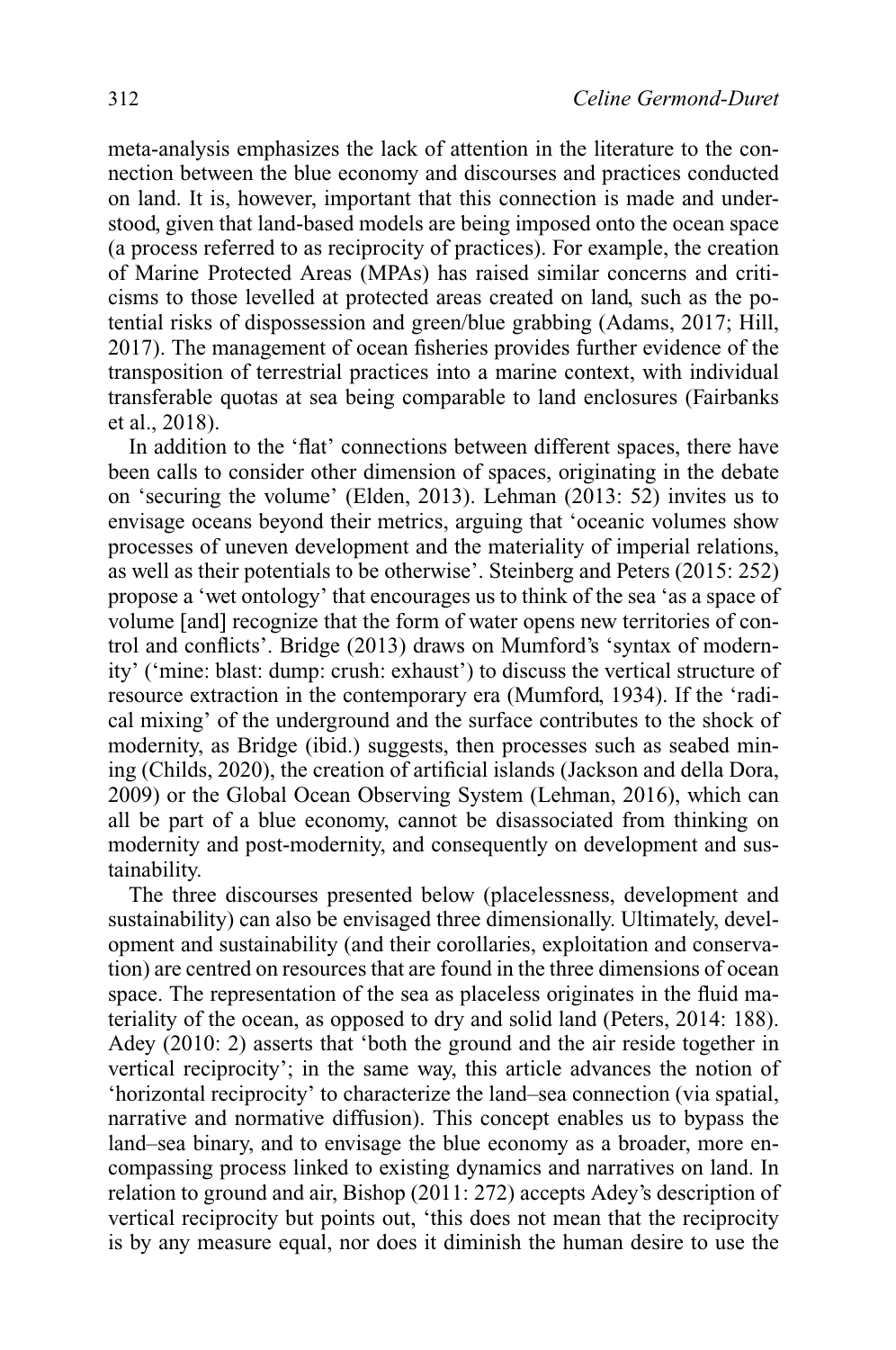meta-analysis emphasizes the lack of attention in the literature to the connection between the blue economy and discourses and practices conducted on land. It is, however, important that this connection is made and understood, given that land-based models are being imposed onto the ocean space (a process referred to as reciprocity of practices). For example, the creation of Marine Protected Areas (MPAs) has raised similar concerns and criticisms to those levelled at protected areas created on land, such as the potential risks of dispossession and green/blue grabbing (Adams, 2017; Hill, 2017). The management of ocean fisheries provides further evidence of the transposition of terrestrial practices into a marine context, with individual transferable quotas at sea being comparable to land enclosures (Fairbanks et al., 2018).

In addition to the 'flat' connections between different spaces, there have been calls to consider other dimension of spaces, originating in the debate on 'securing the volume' (Elden, 2013). Lehman (2013: 52) invites us to envisage oceans beyond their metrics, arguing that 'oceanic volumes show processes of uneven development and the materiality of imperial relations, as well as their potentials to be otherwise'. Steinberg and Peters (2015: 252) propose a 'wet ontology' that encourages us to think of the sea 'as a space of volume [and] recognize that the form of water opens new territories of control and conflicts'. Bridge (2013) draws on Mumford's 'syntax of modernity' ('mine: blast: dump: crush: exhaust') to discuss the vertical structure of resource extraction in the contemporary era (Mumford, 1934). If the 'radical mixing' of the underground and the surface contributes to the shock of modernity, as Bridge (ibid.) suggests, then processes such as seabed mining (Childs, 2020), the creation of artificial islands (Jackson and della Dora, 2009) or the Global Ocean Observing System (Lehman, 2016), which can all be part of a blue economy, cannot be disassociated from thinking on modernity and post-modernity, and consequently on development and sustainability.

The three discourses presented below (placelessness, development and sustainability) can also be envisaged three dimensionally. Ultimately, development and sustainability (and their corollaries, exploitation and conservation) are centred on resources that are found in the three dimensions of ocean space. The representation of the sea as placeless originates in the fluid materiality of the ocean, as opposed to dry and solid land (Peters, 2014: 188). Adey (2010: 2) asserts that 'both the ground and the air reside together in vertical reciprocity'; in the same way, this article advances the notion of 'horizontal reciprocity' to characterize the land–sea connection (via spatial, narrative and normative diffusion). This concept enables us to bypass the land–sea binary, and to envisage the blue economy as a broader, more encompassing process linked to existing dynamics and narratives on land. In relation to ground and air, Bishop (2011: 272) accepts Adey's description of vertical reciprocity but points out, 'this does not mean that the reciprocity is by any measure equal, nor does it diminish the human desire to use the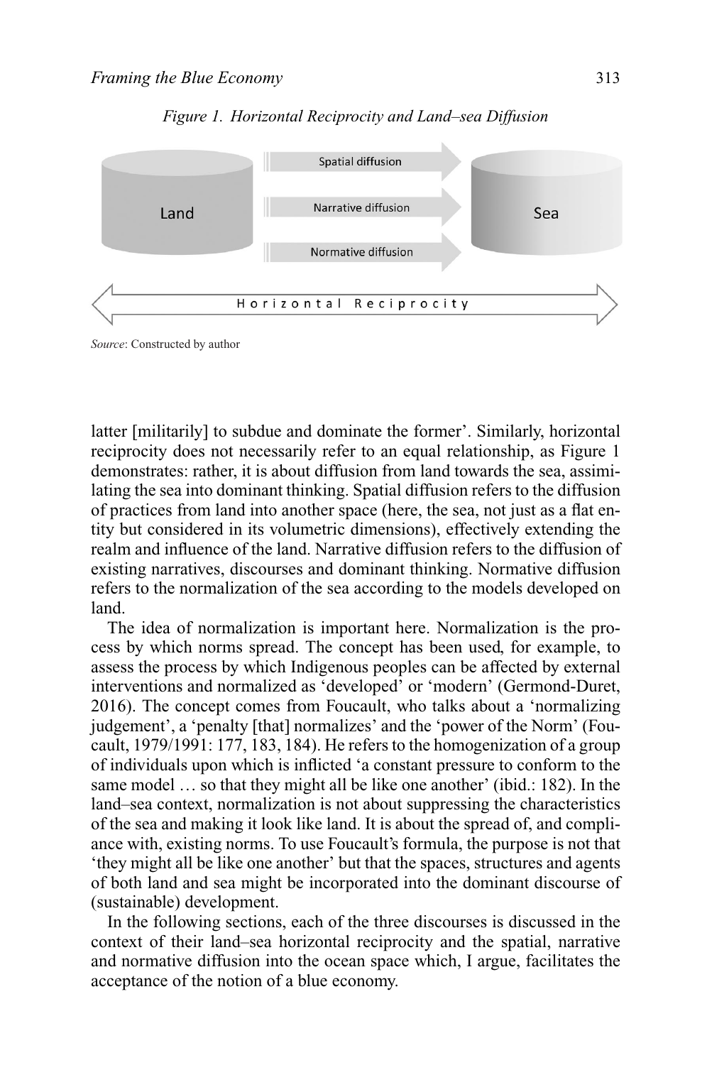*Figure 1. Horizontal Reciprocity and Land–sea Diffusion*

*Source*: Constructed by author

latter [militarily] to subdue and dominate the former'. Similarly, horizontal reciprocity does not necessarily refer to an equal relationship, as Figure 1 demonstrates: rather, it is about diffusion from land towards the sea, assimilating the sea into dominant thinking. Spatial diffusion refers to the diffusion of practices from land into another space (here, the sea, not just as a flat entity but considered in its volumetric dimensions), effectively extending the realm and influence of the land. Narrative diffusion refers to the diffusion of existing narratives, discourses and dominant thinking. Normative diffusion refers to the normalization of the sea according to the models developed on land.

The idea of normalization is important here. Normalization is the process by which norms spread. The concept has been used, for example, to assess the process by which Indigenous peoples can be affected by external interventions and normalized as 'developed' or 'modern' (Germond-Duret, 2016). The concept comes from Foucault, who talks about a 'normalizing judgement', a 'penalty [that] normalizes' and the 'power of the Norm' (Foucault, 1979/1991: 177, 183, 184). He refers to the homogenization of a group of individuals upon which is inflicted 'a constant pressure to conform to the same model … so that they might all be like one another' (ibid.: 182). In the land–sea context, normalization is not about suppressing the characteristics of the sea and making it look like land. It is about the spread of, and compliance with, existing norms. To use Foucault's formula, the purpose is not that 'they might all be like one another' but that the spaces, structures and agents of both land and sea might be incorporated into the dominant discourse of (sustainable) development.

In the following sections, each of the three discourses is discussed in the context of their land–sea horizontal reciprocity and the spatial, narrative and normative diffusion into the ocean space which, I argue, facilitates the acceptance of the notion of a blue economy.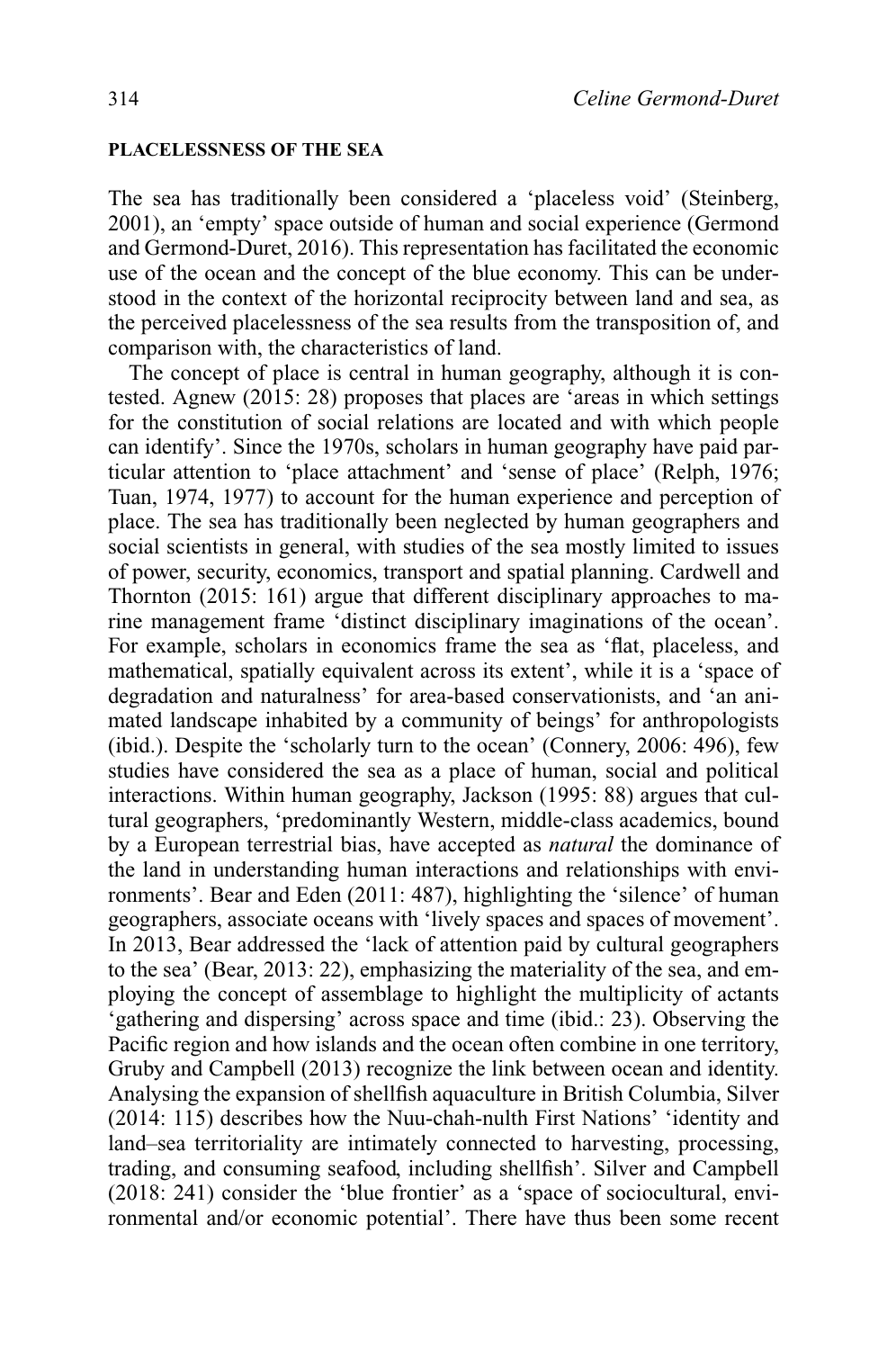## PLACELESSNESS OF THE SEA

The sea has traditionally been considered a 'placeless void' (Steinberg, 2001), an 'empty' space outside of human and social experience (Germond and Germond-Duret, 2016). This representation has facilitated the economic use of the ocean and the concept of the blue economy. This can be understood in the context of the horizontal reciprocity between land and sea, as the perceived placelessness of the sea results from the transposition of, and comparison with, the characteristics of land.

The concept of place is central in human geography, although it is contested. Agnew (2015: 28) proposes that places are 'areas in which settings for the constitution of social relations are located and with which people can identify'. Since the 1970s, scholars in human geography have paid particular attention to 'place attachment' and 'sense of place' (Relph, 1976; Tuan, 1974, 1977) to account for the human experience and perception of place. The sea has traditionally been neglected by human geographers and social scientists in general, with studies of the sea mostly limited to issues of power, security, economics, transport and spatial planning. Cardwell and Thornton (2015: 161) argue that different disciplinary approaches to marine management frame 'distinct disciplinary imaginations of the ocean'. For example, scholars in economics frame the sea as 'flat, placeless, and mathematical, spatially equivalent across its extent', while it is a 'space of degradation and naturalness' for area-based conservationists, and 'an animated landscape inhabited by a community of beings' for anthropologists (ibid.). Despite the 'scholarly turn to the ocean' (Connery, 2006: 496), few studies have considered the sea as a place of human, social and political interactions. Within human geography, Jackson (1995: 88) argues that cultural geographers, 'predominantly Western, middle-class academics, bound by a European terrestrial bias, have accepted as *natural* the dominance of the land in understanding human interactions and relationships with environments'. Bear and Eden (2011: 487), highlighting the 'silence' of human geographers, associate oceans with 'lively spaces and spaces of movement'. In 2013, Bear addressed the 'lack of attention paid by cultural geographers to the sea' (Bear, 2013: 22), emphasizing the materiality of the sea, and employing the concept of assemblage to highlight the multiplicity of actants 'gathering and dispersing' across space and time (ibid.: 23). Observing the Pacific region and how islands and the ocean often combine in one territory, Gruby and Campbell (2013) recognize the link between ocean and identity. Analysing the expansion of shellfish aquaculture in British Columbia, Silver (2014: 115) describes how the Nuu-chah-nulth First Nations' 'identity and land–sea territoriality are intimately connected to harvesting, processing, trading, and consuming seafood, including shellfish'. Silver and Campbell (2018: 241) consider the 'blue frontier' as a 'space of sociocultural, environmental and/or economic potential'. There have thus been some recent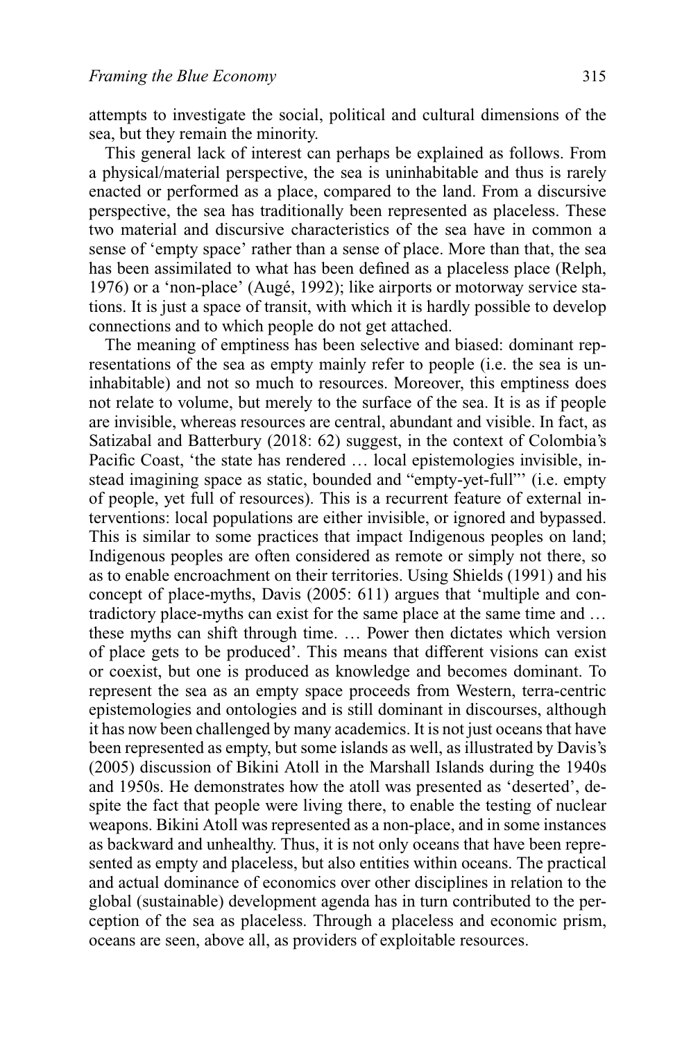attempts to investigate the social, political and cultural dimensions of the sea, but they remain the minority.

This general lack of interest can perhaps be explained as follows. From a physical/material perspective, the sea is uninhabitable and thus is rarely enacted or performed as a place, compared to the land. From a discursive perspective, the sea has traditionally been represented as placeless. These two material and discursive characteristics of the sea have in common a sense of 'empty space' rather than a sense of place. More than that, the sea has been assimilated to what has been defined as a placeless place (Relph, 1976) or a 'non-place' (Augé, 1992); like airports or motorway service stations. It is just a space of transit, with which it is hardly possible to develop connections and to which people do not get attached.

The meaning of emptiness has been selective and biased: dominant representations of the sea as empty mainly refer to people (i.e. the sea is uninhabitable) and not so much to resources. Moreover, this emptiness does not relate to volume, but merely to the surface of the sea. It is as if people are invisible, whereas resources are central, abundant and visible. In fact, as Satizabal and Batterbury (2018: 62) suggest, in the context of Colombia's Pacific Coast, 'the state has rendered … local epistemologies invisible, instead imagining space as static, bounded and "empty-yet-full"' (i.e. empty of people, yet full of resources). This is a recurrent feature of external interventions: local populations are either invisible, or ignored and bypassed. This is similar to some practices that impact Indigenous peoples on land; Indigenous peoples are often considered as remote or simply not there, so as to enable encroachment on their territories. Using Shields (1991) and his concept of place-myths, Davis (2005: 611) argues that 'multiple and contradictory place-myths can exist for the same place at the same time and … these myths can shift through time. … Power then dictates which version of place gets to be produced'. This means that different visions can exist or coexist, but one is produced as knowledge and becomes dominant. To represent the sea as an empty space proceeds from Western, terra-centric epistemologies and ontologies and is still dominant in discourses, although it has now been challenged by many academics. It is not just oceans that have been represented as empty, but some islands as well, as illustrated by Davis's (2005) discussion of Bikini Atoll in the Marshall Islands during the 1940s and 1950s. He demonstrates how the atoll was presented as 'deserted', despite the fact that people were living there, to enable the testing of nuclear weapons. Bikini Atoll was represented as a non-place, and in some instances as backward and unhealthy. Thus, it is not only oceans that have been represented as empty and placeless, but also entities within oceans. The practical and actual dominance of economics over other disciplines in relation to the global (sustainable) development agenda has in turn contributed to the perception of the sea as placeless. Through a placeless and economic prism, oceans are seen, above all, as providers of exploitable resources.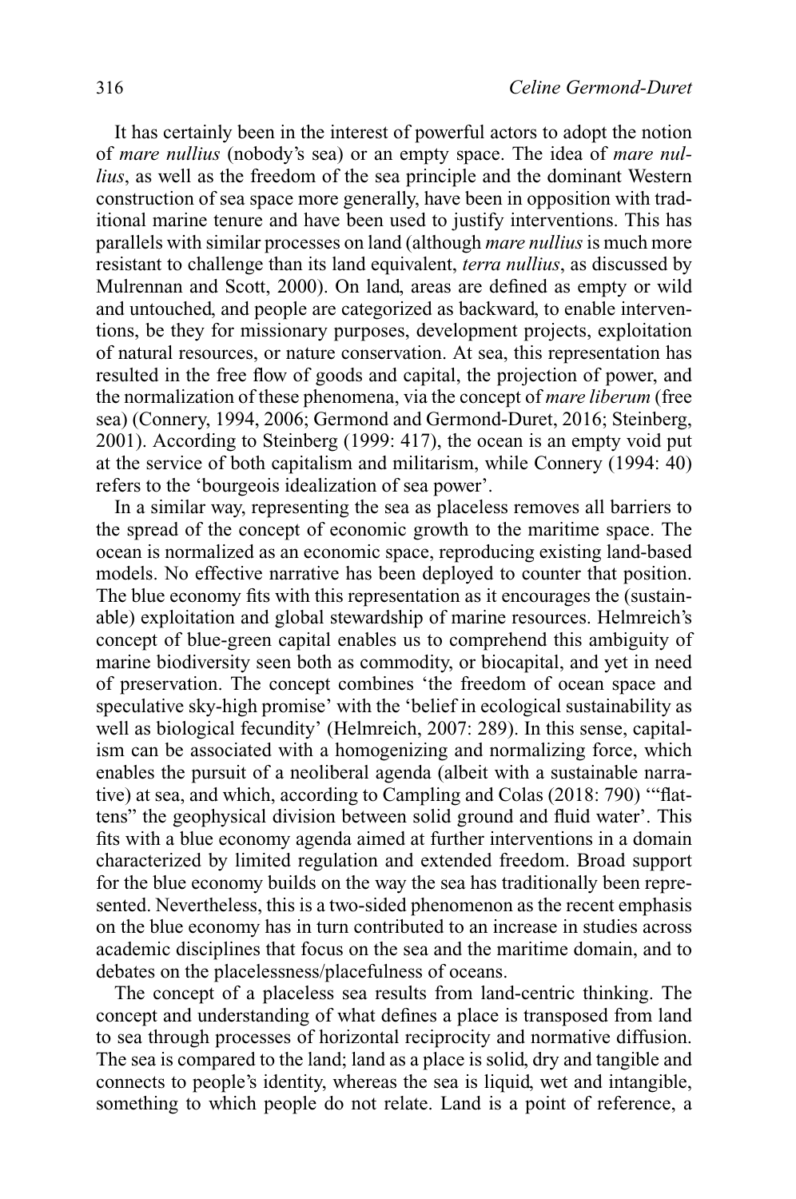It has certainly been in the interest of powerful actors to adopt the notion of *mare nullius* (nobody's sea) or an empty space. The idea of *mare nullius*, as well as the freedom of the sea principle and the dominant Western construction of sea space more generally, have been in opposition with traditional marine tenure and have been used to justify interventions. This has parallels with similar processes on land (although *mare nullius* is much more resistant to challenge than its land equivalent, *terra nullius*, as discussed by Mulrennan and Scott, 2000). On land, areas are defined as empty or wild and untouched, and people are categorized as backward, to enable interventions, be they for missionary purposes, development projects, exploitation of natural resources, or nature conservation. At sea, this representation has resulted in the free flow of goods and capital, the projection of power, and the normalization of these phenomena, via the concept of *mare liberum* (free sea) (Connery, 1994, 2006; Germond and Germond-Duret, 2016; Steinberg, 2001). According to Steinberg (1999: 417), the ocean is an empty void put at the service of both capitalism and militarism, while Connery (1994: 40) refers to the 'bourgeois idealization of sea power'.

In a similar way, representing the sea as placeless removes all barriers to the spread of the concept of economic growth to the maritime space. The ocean is normalized as an economic space, reproducing existing land-based models. No effective narrative has been deployed to counter that position. The blue economy fits with this representation as it encourages the (sustainable) exploitation and global stewardship of marine resources. Helmreich's concept of blue-green capital enables us to comprehend this ambiguity of marine biodiversity seen both as commodity, or biocapital, and yet in need of preservation. The concept combines 'the freedom of ocean space and speculative sky-high promise' with the 'belief in ecological sustainability as well as biological fecundity' (Helmreich, 2007: 289). In this sense, capitalism can be associated with a homogenizing and normalizing force, which enables the pursuit of a neoliberal agenda (albeit with a sustainable narrative) at sea, and which, according to Campling and Colas (2018: 790) '"flattens" the geophysical division between solid ground and fluid water'. This fits with a blue economy agenda aimed at further interventions in a domain characterized by limited regulation and extended freedom. Broad support for the blue economy builds on the way the sea has traditionally been represented. Nevertheless, this is a two-sided phenomenon as the recent emphasis on the blue economy has in turn contributed to an increase in studies across academic disciplines that focus on the sea and the maritime domain, and to debates on the placelessness/placefulness of oceans.

The concept of a placeless sea results from land-centric thinking. The concept and understanding of what defines a place is transposed from land to sea through processes of horizontal reciprocity and normative diffusion. The sea is compared to the land; land as a place is solid, dry and tangible and connects to people's identity, whereas the sea is liquid, wet and intangible, something to which people do not relate. Land is a point of reference, a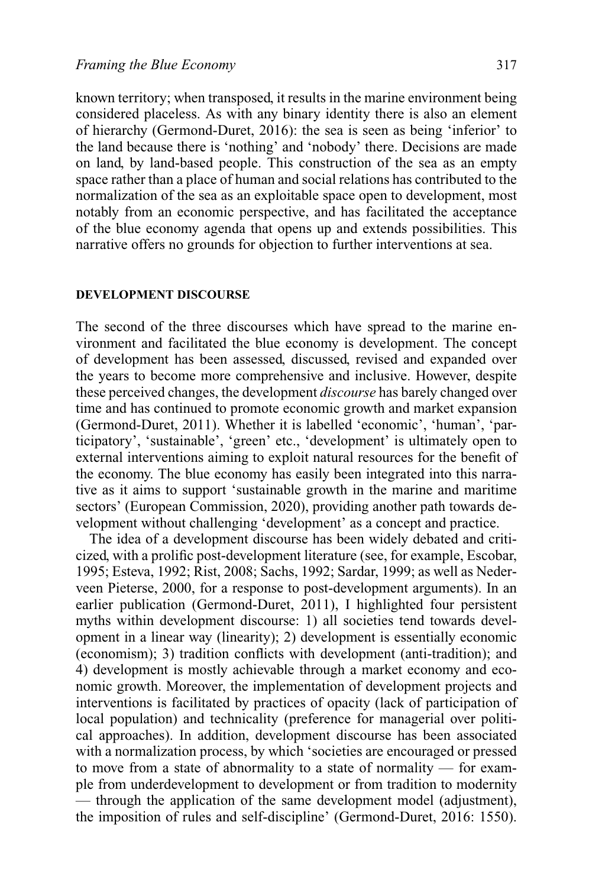known territory; when transposed, it results in the marine environment being considered placeless. As with any binary identity there is also an element of hierarchy (Germond-Duret, 2016): the sea is seen as being 'inferior' to the land because there is 'nothing' and 'nobody' there. Decisions are made on land, by land-based people. This construction of the sea as an empty space rather than a place of human and social relations has contributed to the normalization of the sea as an exploitable space open to development, most notably from an economic perspective, and has facilitated the acceptance of the blue economy agenda that opens up and extends possibilities. This narrative offers no grounds for objection to further interventions at sea.

## DEVELOPMENT DISCOURSE

The second of the three discourses which have spread to the marine environment and facilitated the blue economy is development. The concept of development has been assessed, discussed, revised and expanded over the years to become more comprehensive and inclusive. However, despite these perceived changes, the development *discourse* has barely changed over time and has continued to promote economic growth and market expansion (Germond-Duret, 2011). Whether it is labelled 'economic', 'human', 'participatory', 'sustainable', 'green' etc., 'development' is ultimately open to external interventions aiming to exploit natural resources for the benefit of the economy. The blue economy has easily been integrated into this narrative as it aims to support 'sustainable growth in the marine and maritime sectors' (European Commission, 2020), providing another path towards development without challenging 'development' as a concept and practice.

The idea of a development discourse has been widely debated and criticized, with a prolific post-development literature (see, for example, Escobar, 1995; Esteva, 1992; Rist, 2008; Sachs, 1992; Sardar, 1999; as well as Nederveen Pieterse, 2000, for a response to post-development arguments). In an earlier publication (Germond-Duret, 2011), I highlighted four persistent myths within development discourse: 1) all societies tend towards development in a linear way (linearity); 2) development is essentially economic (economism); 3) tradition conflicts with development (anti-tradition); and 4) development is mostly achievable through a market economy and economic growth. Moreover, the implementation of development projects and interventions is facilitated by practices of opacity (lack of participation of local population) and technicality (preference for managerial over political approaches). In addition, development discourse has been associated with a normalization process, by which 'societies are encouraged or pressed to move from a state of abnormality to a state of normality — for example from underdevelopment to development or from tradition to modernity — through the application of the same development model (adjustment), the imposition of rules and self-discipline' (Germond-Duret, 2016: 1550).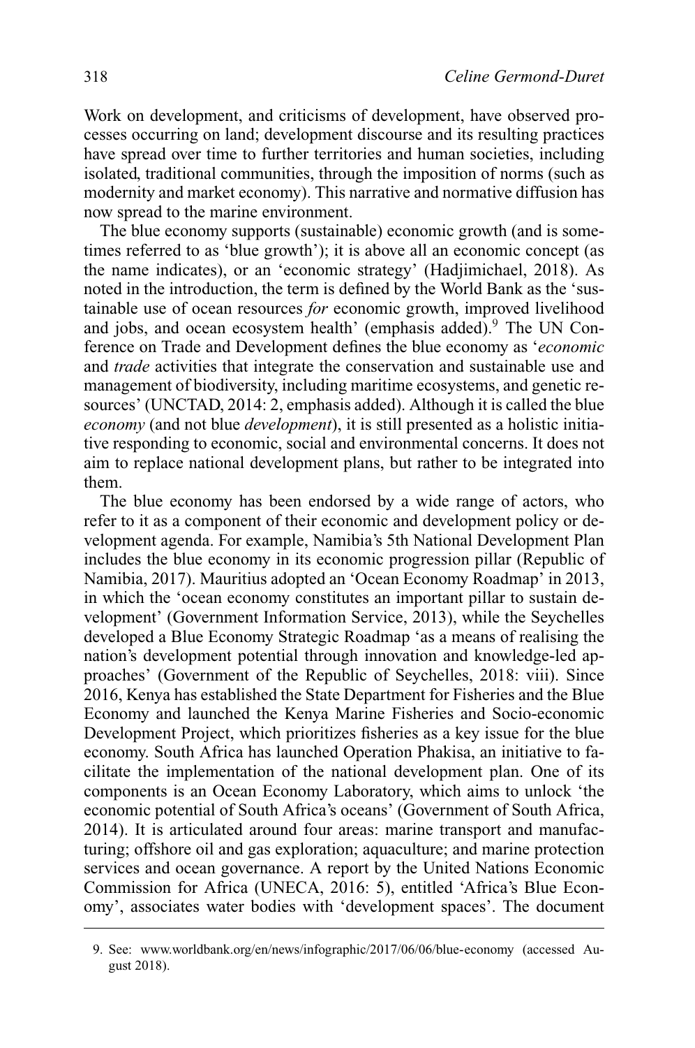Work on development, and criticisms of development, have observed processes occurring on land; development discourse and its resulting practices have spread over time to further territories and human societies, including isolated, traditional communities, through the imposition of norms (such as modernity and market economy). This narrative and normative diffusion has now spread to the marine environment.

The blue economy supports (sustainable) economic growth (and is sometimes referred to as 'blue growth'); it is above all an economic concept (as the name indicates), or an 'economic strategy' (Hadjimichael, 2018). As noted in the introduction, the term is defined by the World Bank as the 'sustainable use of ocean resources *for* economic growth, improved livelihood and jobs, and ocean ecosystem health' (emphasis added).[9] The UN Conference on Trade and Development defines the blue economy as '*economic* and *trade* activities that integrate the conservation and sustainable use and management of biodiversity, including maritime ecosystems, and genetic resources' (UNCTAD, 2014: 2, emphasis added). Although it is called the blue *economy* (and not blue *development*), it is still presented as a holistic initiative responding to economic, social and environmental concerns. It does not aim to replace national development plans, but rather to be integrated into them.

The blue economy has been endorsed by a wide range of actors, who refer to it as a component of their economic and development policy or development agenda. For example, Namibia's 5th National Development Plan includes the blue economy in its economic progression pillar (Republic of Namibia, 2017). Mauritius adopted an 'Ocean Economy Roadmap' in 2013, in which the 'ocean economy constitutes an important pillar to sustain development' (Government Information Service, 2013), while the Seychelles developed a Blue Economy Strategic Roadmap 'as a means of realising the nation's development potential through innovation and knowledge-led approaches' (Government of the Republic of Seychelles, 2018: viii). Since 2016, Kenya has established the State Department for Fisheries and the Blue Economy and launched the Kenya Marine Fisheries and Socio-economic Development Project, which prioritizes fisheries as a key issue for the blue economy. South Africa has launched Operation Phakisa, an initiative to facilitate the implementation of the national development plan. One of its components is an Ocean Economy Laboratory, which aims to unlock 'the economic potential of South Africa's oceans' (Government of South Africa, 2014). It is articulated around four areas: marine transport and manufacturing; offshore oil and gas exploration; aquaculture; and marine protection services and ocean governance. A report by the United Nations Economic Commission for Africa (UNECA, 2016: 5), entitled 'Africa's Blue Economy', associates water bodies with 'development spaces'. The document

9. See: www.worldbank.org/en/news/infographic/2017/06/06/blue-economy (accessed August 2018).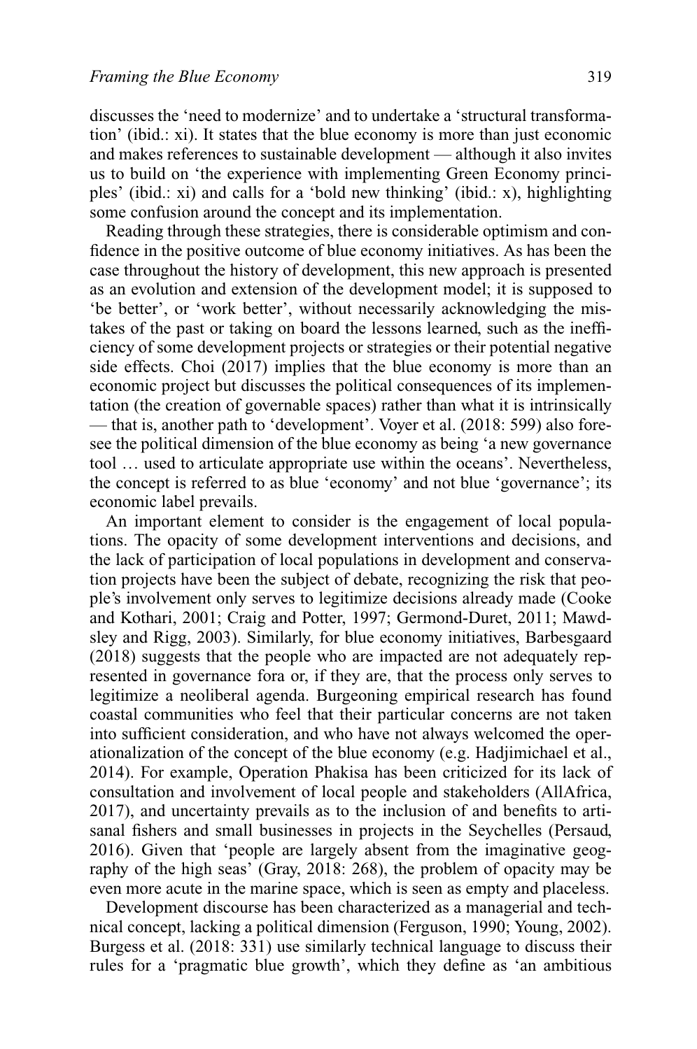discusses the 'need to modernize' and to undertake a 'structural transformation' (ibid.: xi). It states that the blue economy is more than just economic and makes references to sustainable development — although it also invites us to build on 'the experience with implementing Green Economy principles' (ibid.: xi) and calls for a 'bold new thinking' (ibid.: x), highlighting some confusion around the concept and its implementation.

Reading through these strategies, there is considerable optimism and confidence in the positive outcome of blue economy initiatives. As has been the case throughout the history of development, this new approach is presented as an evolution and extension of the development model; it is supposed to 'be better', or 'work better', without necessarily acknowledging the mistakes of the past or taking on board the lessons learned, such as the inefficiency of some development projects or strategies or their potential negative side effects. Choi (2017) implies that the blue economy is more than an economic project but discusses the political consequences of its implementation (the creation of governable spaces) rather than what it is intrinsically — that is, another path to 'development'. Voyer et al. (2018: 599) also foresee the political dimension of the blue economy as being 'a new governance tool … used to articulate appropriate use within the oceans'. Nevertheless, the concept is referred to as blue 'economy' and not blue 'governance'; its economic label prevails.

An important element to consider is the engagement of local populations. The opacity of some development interventions and decisions, and the lack of participation of local populations in development and conservation projects have been the subject of debate, recognizing the risk that people's involvement only serves to legitimize decisions already made (Cooke and Kothari, 2001; Craig and Potter, 1997; Germond-Duret, 2011; Mawdsley and Rigg, 2003). Similarly, for blue economy initiatives, Barbesgaard (2018) suggests that the people who are impacted are not adequately represented in governance fora or, if they are, that the process only serves to legitimize a neoliberal agenda. Burgeoning empirical research has found coastal communities who feel that their particular concerns are not taken into sufficient consideration, and who have not always welcomed the operationalization of the concept of the blue economy (e.g. Hadjimichael et al., 2014). For example, Operation Phakisa has been criticized for its lack of consultation and involvement of local people and stakeholders (AllAfrica, 2017), and uncertainty prevails as to the inclusion of and benefits to artisanal fishers and small businesses in projects in the Seychelles (Persaud, 2016). Given that 'people are largely absent from the imaginative geography of the high seas' (Gray, 2018: 268), the problem of opacity may be even more acute in the marine space, which is seen as empty and placeless.

Development discourse has been characterized as a managerial and technical concept, lacking a political dimension (Ferguson, 1990; Young, 2002). Burgess et al. (2018: 331) use similarly technical language to discuss their rules for a 'pragmatic blue growth', which they define as 'an ambitious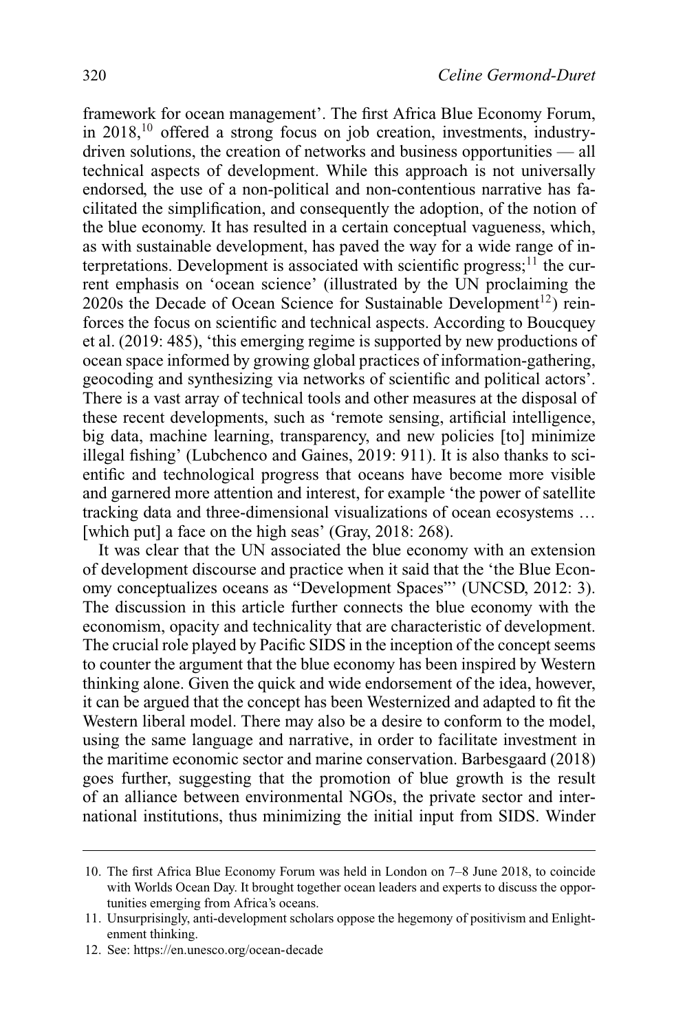framework for ocean management'. The first Africa Blue Economy Forum, in 2018,[10] offered a strong focus on job creation, investments, industry-driven solutions, the creation of networks and business opportunities — all technical aspects of development. While this approach is not universally endorsed, the use of a non-political and non-contentious narrative has facilitated the simplification, and consequently the adoption, of the notion of the blue economy. It has resulted in a certain conceptual vagueness, which, as with sustainable development, has paved the way for a wide range of interpretations. Development is associated with scientific progress;[11] the current emphasis on 'ocean science' (illustrated by the UN proclaiming the 2020s the Decade of Ocean Science for Sustainable Development[12]) reinforces the focus on scientific and technical aspects. According to Boucquey et al. (2019: 485), 'this emerging regime is supported by new productions of ocean space informed by growing global practices of information-gathering, geocoding and synthesizing via networks of scientific and political actors'. There is a vast array of technical tools and other measures at the disposal of these recent developments, such as 'remote sensing, artificial intelligence, big data, machine learning, transparency, and new policies [to] minimize illegal fishing' (Lubchenco and Gaines, 2019: 911). It is also thanks to scientific and technological progress that oceans have become more visible and garnered more attention and interest, for example 'the power of satellite tracking data and three-dimensional visualizations of ocean ecosystems … [which put] a face on the high seas' (Gray, 2018: 268).

It was clear that the UN associated the blue economy with an extension of development discourse and practice when it said that the 'the Blue Economy conceptualizes oceans as "Development Spaces"' (UNCSD, 2012: 3). The discussion in this article further connects the blue economy with the economism, opacity and technicality that are characteristic of development. The crucial role played by Pacific SIDS in the inception of the concept seems to counter the argument that the blue economy has been inspired by Western thinking alone. Given the quick and wide endorsement of the idea, however, it can be argued that the concept has been Westernized and adapted to fit the Western liberal model. There may also be a desire to conform to the model, using the same language and narrative, in order to facilitate investment in the maritime economic sector and marine conservation. Barbesgaard (2018) goes further, suggesting that the promotion of blue growth is the result of an alliance between environmental NGOs, the private sector and international institutions, thus minimizing the initial input from SIDS. Winder

10. The first Africa Blue Economy Forum was held in London on 7–8 June 2018, to coincide with Worlds Ocean Day. It brought together ocean leaders and experts to discuss the opportunities emerging from Africa's oceans.

11. Unsurprisingly, anti-development scholars oppose the hegemony of positivism and Enlightenment thinking.

12. See: https://en.unesco.org/ocean-decade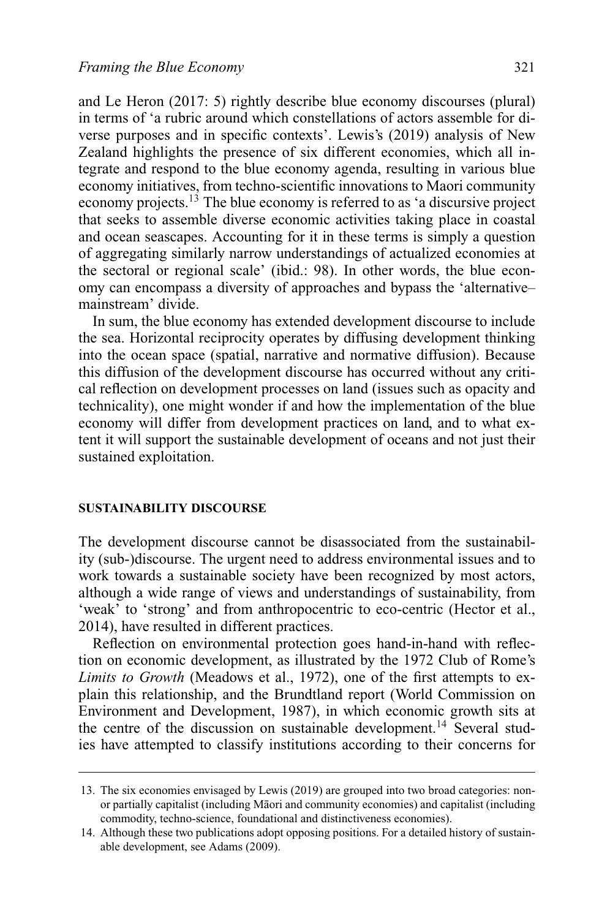and Le Heron (2017: 5) rightly describe blue economy discourses (plural) in terms of 'a rubric around which constellations of actors assemble for diverse purposes and in specific contexts'. Lewis's (2019) analysis of New Zealand highlights the presence of six different economies, which all integrate and respond to the blue economy agenda, resulting in various blue economy initiatives, from techno-scientific innovations to Maori community economy projects.[13] The blue economy is referred to as 'a discursive project that seeks to assemble diverse economic activities taking place in coastal and ocean seascapes. Accounting for it in these terms is simply a question of aggregating similarly narrow understandings of actualized economies at the sectoral or regional scale' (ibid.: 98). In other words, the blue economy can encompass a diversity of approaches and bypass the 'alternative–mainstream' divide.

In sum, the blue economy has extended development discourse to include the sea. Horizontal reciprocity operates by diffusing development thinking into the ocean space (spatial, narrative and normative diffusion). Because this diffusion of the development discourse has occurred without any critical reflection on development processes on land (issues such as opacity and technicality), one might wonder if and how the implementation of the blue economy will differ from development practices on land, and to what extent it will support the sustainable development of oceans and not just their sustained exploitation.

## SUSTAINABILITY DISCOURSE

The development discourse cannot be disassociated from the sustainability (sub-)discourse. The urgent need to address environmental issues and to work towards a sustainable society have been recognized by most actors, although a wide range of views and understandings of sustainability, from 'weak' to 'strong' and from anthropocentric to eco-centric (Hector et al., 2014), have resulted in different practices.

Reflection on environmental protection goes hand-in-hand with reflection on economic development, as illustrated by the 1972 Club of Rome's *Limits to Growth* (Meadows et al., 1972), one of the first attempts to explain this relationship, and the Brundtland report (World Commission on Environment and Development, 1987), in which economic growth sits at the centre of the discussion on sustainable development.[14] Several studies have attempted to classify institutions according to their concerns for

---

13. The six economies envisaged by Lewis (2019) are grouped into two broad categories: non- or partially capitalist (including Māori and community economies) and capitalist (including commodity, techno-science, foundational and distinctiveness economies).

14. Although these two publications adopt opposing positions. For a detailed history of sustainable development, see Adams (2009).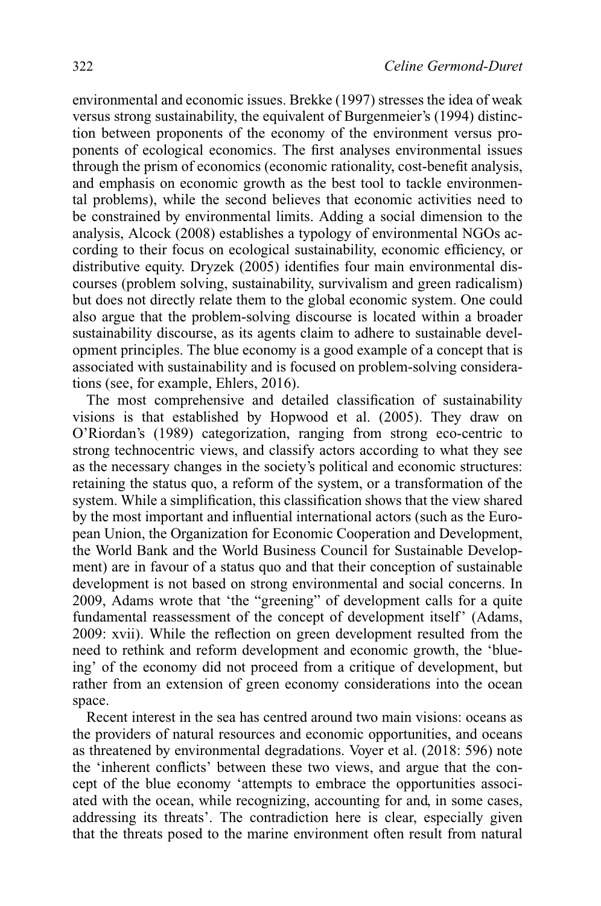environmental and economic issues. Brekke (1997) stresses the idea of weak versus strong sustainability, the equivalent of Burgenmeier's (1994) distinction between proponents of the economy of the environment versus proponents of ecological economics. The first analyses environmental issues through the prism of economics (economic rationality, cost-benefit analysis, and emphasis on economic growth as the best tool to tackle environmental problems), while the second believes that economic activities need to be constrained by environmental limits. Adding a social dimension to the analysis, Alcock (2008) establishes a typology of environmental NGOs according to their focus on ecological sustainability, economic efficiency, or distributive equity. Dryzek (2005) identifies four main environmental discourses (problem solving, sustainability, survivalism and green radicalism) but does not directly relate them to the global economic system. One could also argue that the problem-solving discourse is located within a broader sustainability discourse, as its agents claim to adhere to sustainable development principles. The blue economy is a good example of a concept that is associated with sustainability and is focused on problem-solving considerations (see, for example, Ehlers, 2016).

The most comprehensive and detailed classification of sustainability visions is that established by Hopwood et al. (2005). They draw on O'Riordan's (1989) categorization, ranging from strong eco-centric to strong technocentric views, and classify actors according to what they see as the necessary changes in the society's political and economic structures: retaining the status quo, a reform of the system, or a transformation of the system. While a simplification, this classification shows that the view shared by the most important and influential international actors (such as the European Union, the Organization for Economic Cooperation and Development, the World Bank and the World Business Council for Sustainable Development) are in favour of a status quo and that their conception of sustainable development is not based on strong environmental and social concerns. In 2009, Adams wrote that 'the "greening" of development calls for a quite fundamental reassessment of the concept of development itself' (Adams, 2009: xvii). While the reflection on green development resulted from the need to rethink and reform development and economic growth, the 'blueing' of the economy did not proceed from a critique of development, but rather from an extension of green economy considerations into the ocean space.

Recent interest in the sea has centred around two main visions: oceans as the providers of natural resources and economic opportunities, and oceans as threatened by environmental degradations. Voyer et al. (2018: 596) note the 'inherent conflicts' between these two views, and argue that the concept of the blue economy 'attempts to embrace the opportunities associated with the ocean, while recognizing, accounting for and, in some cases, addressing its threats'. The contradiction here is clear, especially given that the threats posed to the marine environment often result from natural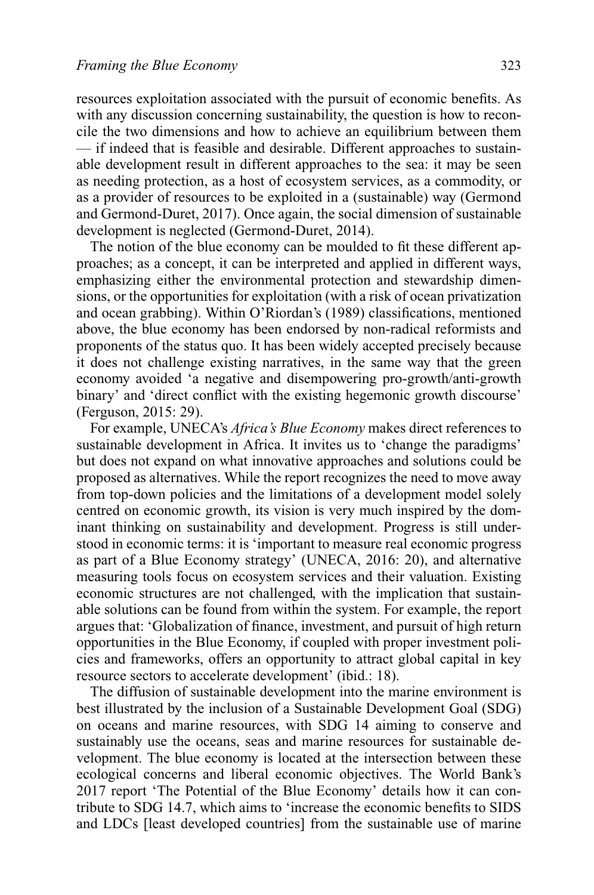resources exploitation associated with the pursuit of economic benefits. As with any discussion concerning sustainability, the question is how to reconcile the two dimensions and how to achieve an equilibrium between them — if indeed that is feasible and desirable. Different approaches to sustainable development result in different approaches to the sea: it may be seen as needing protection, as a host of ecosystem services, as a commodity, or as a provider of resources to be exploited in a (sustainable) way (Germond and Germond-Duret, 2017). Once again, the social dimension of sustainable development is neglected (Germond-Duret, 2014).

The notion of the blue economy can be moulded to fit these different approaches; as a concept, it can be interpreted and applied in different ways, emphasizing either the environmental protection and stewardship dimensions, or the opportunities for exploitation (with a risk of ocean privatization and ocean grabbing). Within O'Riordan's (1989) classifications, mentioned above, the blue economy has been endorsed by non-radical reformists and proponents of the status quo. It has been widely accepted precisely because it does not challenge existing narratives, in the same way that the green economy avoided 'a negative and disempowering pro-growth/anti-growth binary' and 'direct conflict with the existing hegemonic growth discourse' (Ferguson, 2015: 29).

For example, UNECA's *Africa's Blue Economy* makes direct references to sustainable development in Africa. It invites us to 'change the paradigms' but does not expand on what innovative approaches and solutions could be proposed as alternatives. While the report recognizes the need to move away from top-down policies and the limitations of a development model solely centred on economic growth, its vision is very much inspired by the dominant thinking on sustainability and development. Progress is still understood in economic terms: it is 'important to measure real economic progress as part of a Blue Economy strategy' (UNECA, 2016: 20), and alternative measuring tools focus on ecosystem services and their valuation. Existing economic structures are not challenged, with the implication that sustainable solutions can be found from within the system. For example, the report argues that: 'Globalization of finance, investment, and pursuit of high return opportunities in the Blue Economy, if coupled with proper investment policies and frameworks, offers an opportunity to attract global capital in key resource sectors to accelerate development' (ibid.: 18).

The diffusion of sustainable development into the marine environment is best illustrated by the inclusion of a Sustainable Development Goal (SDG) on oceans and marine resources, with SDG 14 aiming to conserve and sustainably use the oceans, seas and marine resources for sustainable development. The blue economy is located at the intersection between these ecological concerns and liberal economic objectives. The World Bank's 2017 report 'The Potential of the Blue Economy' details how it can contribute to SDG 14.7, which aims to 'increase the economic benefits to SIDS and LDCs [least developed countries] from the sustainable use of marine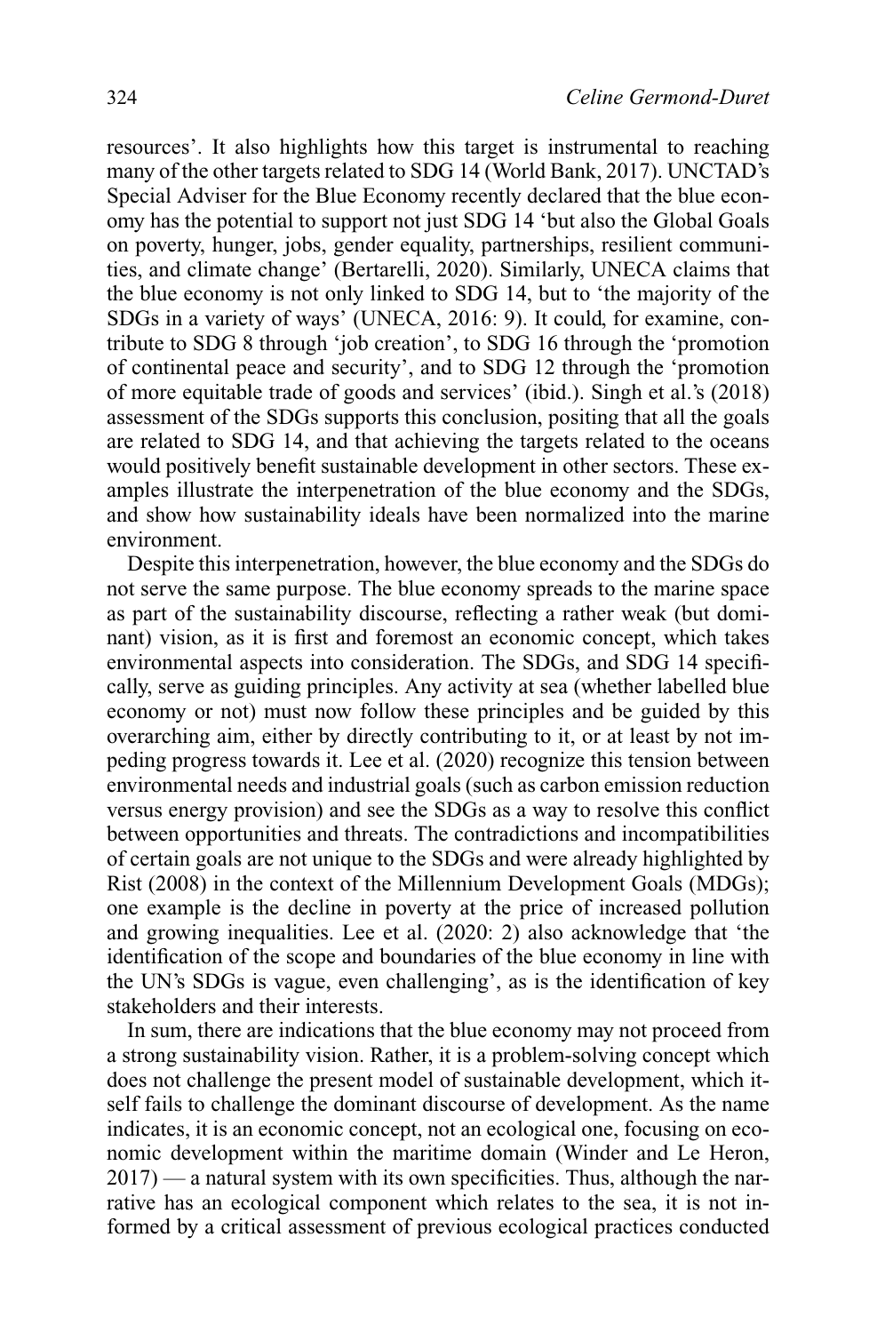resources'. It also highlights how this target is instrumental to reaching many of the other targets related to SDG 14 (World Bank, 2017). UNCTAD's Special Adviser for the Blue Economy recently declared that the blue economy has the potential to support not just SDG 14 'but also the Global Goals on poverty, hunger, jobs, gender equality, partnerships, resilient communities, and climate change' (Bertarelli, 2020). Similarly, UNECA claims that the blue economy is not only linked to SDG 14, but to 'the majority of the SDGs in a variety of ways' (UNECA, 2016: 9). It could, for examine, contribute to SDG 8 through 'job creation', to SDG 16 through the 'promotion of continental peace and security', and to SDG 12 through the 'promotion of more equitable trade of goods and services' (ibid.). Singh et al.'s (2018) assessment of the SDGs supports this conclusion, positing that all the goals are related to SDG 14, and that achieving the targets related to the oceans would positively benefit sustainable development in other sectors. These examples illustrate the interpenetration of the blue economy and the SDGs, and show how sustainability ideals have been normalized into the marine environment.

Despite this interpenetration, however, the blue economy and the SDGs do not serve the same purpose. The blue economy spreads to the marine space as part of the sustainability discourse, reflecting a rather weak (but dominant) vision, as it is first and foremost an economic concept, which takes environmental aspects into consideration. The SDGs, and SDG 14 specifically, serve as guiding principles. Any activity at sea (whether labelled blue economy or not) must now follow these principles and be guided by this overarching aim, either by directly contributing to it, or at least by not impeding progress towards it. Lee et al. (2020) recognize this tension between environmental needs and industrial goals (such as carbon emission reduction versus energy provision) and see the SDGs as a way to resolve this conflict between opportunities and threats. The contradictions and incompatibilities of certain goals are not unique to the SDGs and were already highlighted by Rist (2008) in the context of the Millennium Development Goals (MDGs); one example is the decline in poverty at the price of increased pollution and growing inequalities. Lee et al. (2020: 2) also acknowledge that 'the identification of the scope and boundaries of the blue economy in line with the UN's SDGs is vague, even challenging', as is the identification of key stakeholders and their interests.

In sum, there are indications that the blue economy may not proceed from a strong sustainability vision. Rather, it is a problem-solving concept which does not challenge the present model of sustainable development, which itself fails to challenge the dominant discourse of development. As the name indicates, it is an economic concept, not an ecological one, focusing on economic development within the maritime domain (Winder and Le Heron, 2017) — a natural system with its own specificities. Thus, although the narrative has an ecological component which relates to the sea, it is not informed by a critical assessment of previous ecological practices conducted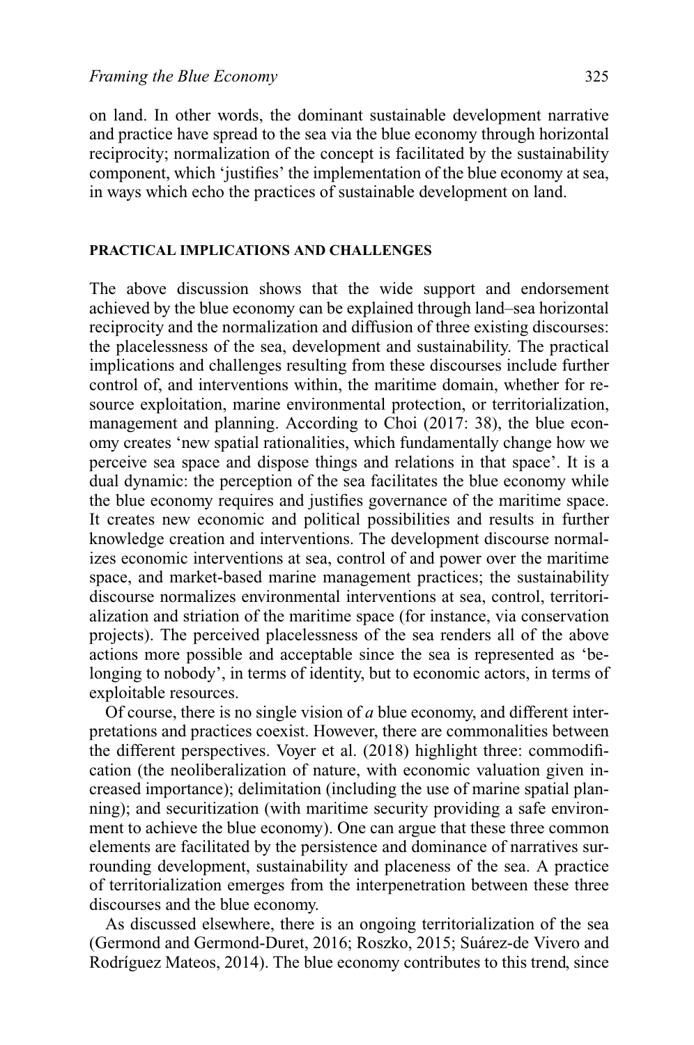on land. In other words, the dominant sustainable development narrative and practice have spread to the sea via the blue economy through horizontal reciprocity; normalization of the concept is facilitated by the sustainability component, which 'justifies' the implementation of the blue economy at sea, in ways which echo the practices of sustainable development on land.

## PRACTICAL IMPLICATIONS AND CHALLENGES

The above discussion shows that the wide support and endorsement achieved by the blue economy can be explained through land–sea horizontal reciprocity and the normalization and diffusion of three existing discourses: the placelessness of the sea, development and sustainability. The practical implications and challenges resulting from these discourses include further control of, and interventions within, the maritime domain, whether for resource exploitation, marine environmental protection, or territorialization, management and planning. According to Choi (2017: 38), the blue economy creates 'new spatial rationalities, which fundamentally change how we perceive sea space and dispose things and relations in that space'. It is a dual dynamic: the perception of the sea facilitates the blue economy while the blue economy requires and justifies governance of the maritime space. It creates new economic and political possibilities and results in further knowledge creation and interventions. The development discourse normalizes economic interventions at sea, control of and power over the maritime space, and market-based marine management practices; the sustainability discourse normalizes environmental interventions at sea, control, territorialization and striation of the maritime space (for instance, via conservation projects). The perceived placelessness of the sea renders all of the above actions more possible and acceptable since the sea is represented as 'belonging to nobody', in terms of identity, but to economic actors, in terms of exploitable resources.

Of course, there is no single vision of *a* blue economy, and different interpretations and practices coexist. However, there are commonalities between the different perspectives. Voyer et al. (2018) highlight three: commodification (the neoliberalization of nature, with economic valuation given increased importance); delimitation (including the use of marine spatial planning); and securitization (with maritime security providing a safe environment to achieve the blue economy). One can argue that these three common elements are facilitated by the persistence and dominance of narratives surrounding development, sustainability and placeness of the sea. A practice of territorialization emerges from the interpenetration between these three discourses and the blue economy.

As discussed elsewhere, there is an ongoing territorialization of the sea (Germond and Germond-Duret, 2016; Roszko, 2015; Suárez-de Vivero and Rodríguez Mateos, 2014). The blue economy contributes to this trend, since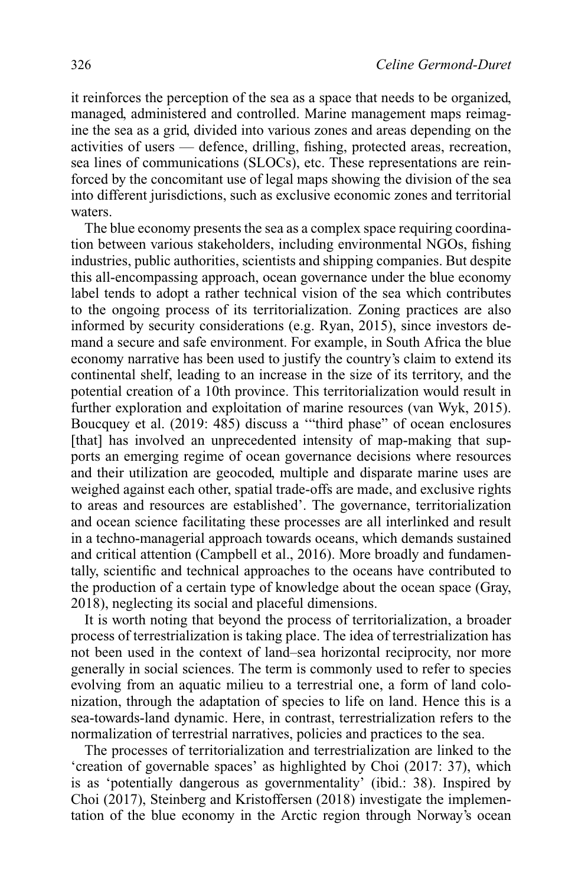it reinforces the perception of the sea as a space that needs to be organized, managed, administered and controlled. Marine management maps reimagine the sea as a grid, divided into various zones and areas depending on the activities of users — defence, drilling, fishing, protected areas, recreation, sea lines of communications (SLOCs), etc. These representations are reinforced by the concomitant use of legal maps showing the division of the sea into different jurisdictions, such as exclusive economic zones and territorial waters.

The blue economy presents the sea as a complex space requiring coordination between various stakeholders, including environmental NGOs, fishing industries, public authorities, scientists and shipping companies. But despite this all-encompassing approach, ocean governance under the blue economy label tends to adopt a rather technical vision of the sea which contributes to the ongoing process of its territorialization. Zoning practices are also informed by security considerations (e.g. Ryan, 2015), since investors demand a secure and safe environment. For example, in South Africa the blue economy narrative has been used to justify the country's claim to extend its continental shelf, leading to an increase in the size of its territory, and the potential creation of a 10th province. This territorialization would result in further exploration and exploitation of marine resources (van Wyk, 2015). Boucquey et al. (2019: 485) discuss a '"third phase" of ocean enclosures [that] has involved an unprecedented intensity of map-making that supports an emerging regime of ocean governance decisions where resources and their utilization are geocoded, multiple and disparate marine uses are weighed against each other, spatial trade-offs are made, and exclusive rights to areas and resources are established'. The governance, territorialization and ocean science facilitating these processes are all interlinked and result in a techno-managerial approach towards oceans, which demands sustained and critical attention (Campbell et al., 2016). More broadly and fundamentally, scientific and technical approaches to the oceans have contributed to the production of a certain type of knowledge about the ocean space (Gray, 2018), neglecting its social and placeful dimensions.

It is worth noting that beyond the process of territorialization, a broader process of terrestrialization is taking place. The idea of terrestrialization has not been used in the context of land–sea horizontal reciprocity, nor more generally in social sciences. The term is commonly used to refer to species evolving from an aquatic milieu to a terrestrial one, a form of land colonization, through the adaptation of species to life on land. Hence this is a sea-towards-land dynamic. Here, in contrast, terrestrialization refers to the normalization of terrestrial narratives, policies and practices to the sea.

The processes of territorialization and terrestrialization are linked to the 'creation of governable spaces' as highlighted by Choi (2017: 37), which is as 'potentially dangerous as governmentality' (ibid.: 38). Inspired by Choi (2017), Steinberg and Kristoffersen (2018) investigate the implementation of the blue economy in the Arctic region through Norway's ocean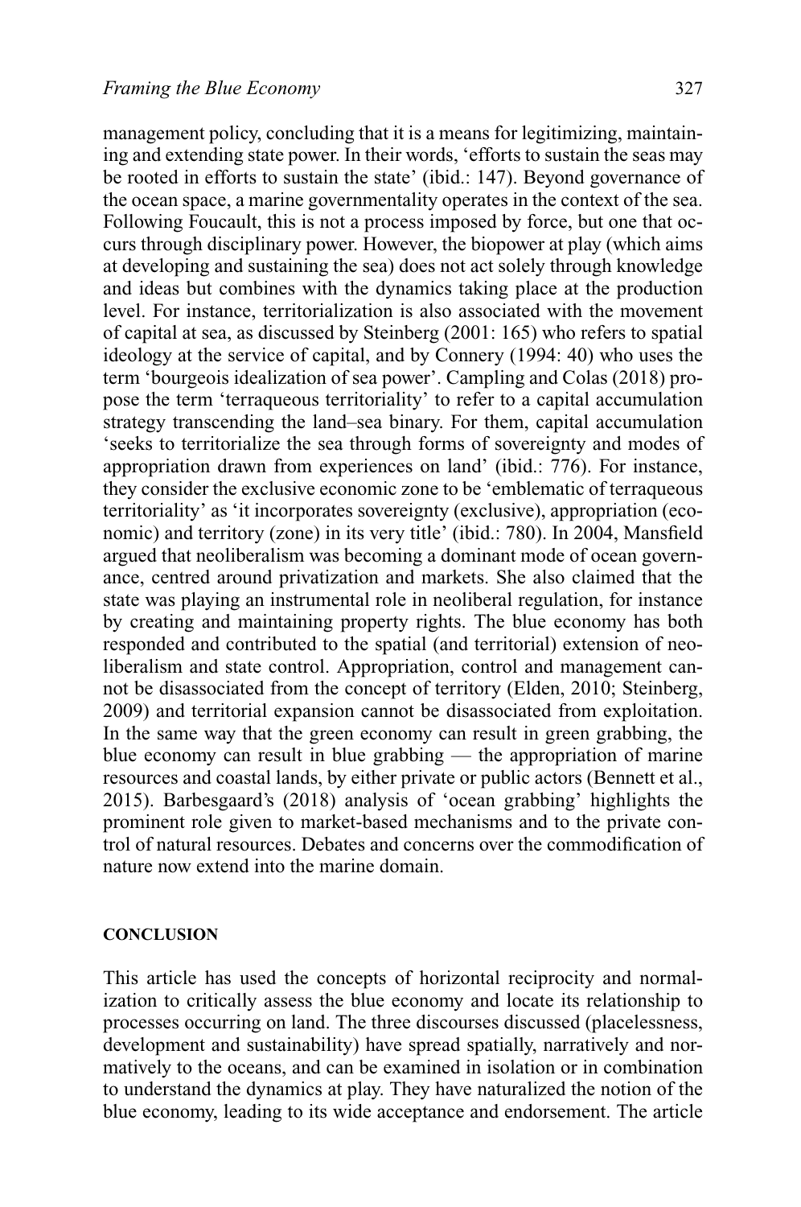management policy, concluding that it is a means for legitimizing, maintaining and extending state power. In their words, 'efforts to sustain the seas may be rooted in efforts to sustain the state' (ibid.: 147). Beyond governance of the ocean space, a marine governmentality operates in the context of the sea. Following Foucault, this is not a process imposed by force, but one that occurs through disciplinary power. However, the biopower at play (which aims at developing and sustaining the sea) does not act solely through knowledge and ideas but combines with the dynamics taking place at the production level. For instance, territorialization is also associated with the movement of capital at sea, as discussed by Steinberg (2001: 165) who refers to spatial ideology at the service of capital, and by Connery (1994: 40) who uses the term 'bourgeois idealization of sea power'. Campling and Colas (2018) propose the term 'terraqueous territoriality' to refer to a capital accumulation strategy transcending the land–sea binary. For them, capital accumulation 'seeks to territorialize the sea through forms of sovereignty and modes of appropriation drawn from experiences on land' (ibid.: 776). For instance, they consider the exclusive economic zone to be 'emblematic of terraqueous territoriality' as 'it incorporates sovereignty (exclusive), appropriation (economic) and territory (zone) in its very title' (ibid.: 780). In 2004, Mansfield argued that neoliberalism was becoming a dominant mode of ocean governance, centred around privatization and markets. She also claimed that the state was playing an instrumental role in neoliberal regulation, for instance by creating and maintaining property rights. The blue economy has both responded and contributed to the spatial (and territorial) extension of neoliberalism and state control. Appropriation, control and management cannot be disassociated from the concept of territory (Elden, 2010; Steinberg, 2009) and territorial expansion cannot be disassociated from exploitation. In the same way that the green economy can result in green grabbing, the blue economy can result in blue grabbing — the appropriation of marine resources and coastal lands, by either private or public actors (Bennett et al., 2015). Barbesgaard's (2018) analysis of 'ocean grabbing' highlights the prominent role given to market-based mechanisms and to the private control of natural resources. Debates and concerns over the commodification of nature now extend into the marine domain.

## CONCLUSION

This article has used the concepts of horizontal reciprocity and normalization to critically assess the blue economy and locate its relationship to processes occurring on land. The three discourses discussed (placelessness, development and sustainability) have spread spatially, narratively and normatively to the oceans, and can be examined in isolation or in combination to understand the dynamics at play. They have naturalized the notion of the blue economy, leading to its wide acceptance and endorsement. The article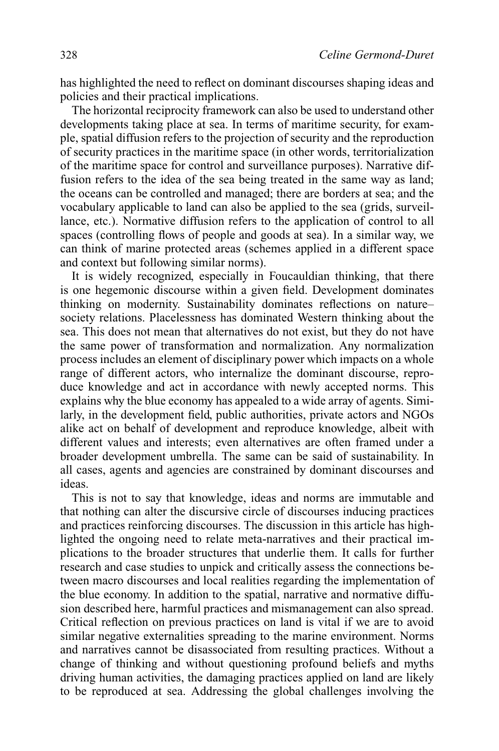has highlighted the need to reflect on dominant discourses shaping ideas and policies and their practical implications.

The horizontal reciprocity framework can also be used to understand other developments taking place at sea. In terms of maritime security, for example, spatial diffusion refers to the projection of security and the reproduction of security practices in the maritime space (in other words, territorialization of the maritime space for control and surveillance purposes). Narrative diffusion refers to the idea of the sea being treated in the same way as land; the oceans can be controlled and managed; there are borders at sea; and the vocabulary applicable to land can also be applied to the sea (grids, surveillance, etc.). Normative diffusion refers to the application of control to all spaces (controlling flows of people and goods at sea). In a similar way, we can think of marine protected areas (schemes applied in a different space and context but following similar norms).

It is widely recognized, especially in Foucauldian thinking, that there is one hegemonic discourse within a given field. Development dominates thinking on modernity. Sustainability dominates reflections on nature–society relations. Placelessness has dominated Western thinking about the sea. This does not mean that alternatives do not exist, but they do not have the same power of transformation and normalization. Any normalization process includes an element of disciplinary power which impacts on a whole range of different actors, who internalize the dominant discourse, reproduce knowledge and act in accordance with newly accepted norms. This explains why the blue economy has appealed to a wide array of agents. Similarly, in the development field, public authorities, private actors and NGOs alike act on behalf of development and reproduce knowledge, albeit with different values and interests; even alternatives are often framed under a broader development umbrella. The same can be said of sustainability. In all cases, agents and agencies are constrained by dominant discourses and ideas.

This is not to say that knowledge, ideas and norms are immutable and that nothing can alter the discursive circle of discourses inducing practices and practices reinforcing discourses. The discussion in this article has highlighted the ongoing need to relate meta-narratives and their practical implications to the broader structures that underlie them. It calls for further research and case studies to unpick and critically assess the connections between macro discourses and local realities regarding the implementation of the blue economy. In addition to the spatial, narrative and normative diffusion described here, harmful practices and mismanagement can also spread. Critical reflection on previous practices on land is vital if we are to avoid similar negative externalities spreading to the marine environment. Norms and narratives cannot be disassociated from resulting practices. Without a change of thinking and without questioning profound beliefs and myths driving human activities, the damaging practices applied on land are likely to be reproduced at sea. Addressing the global challenges involving the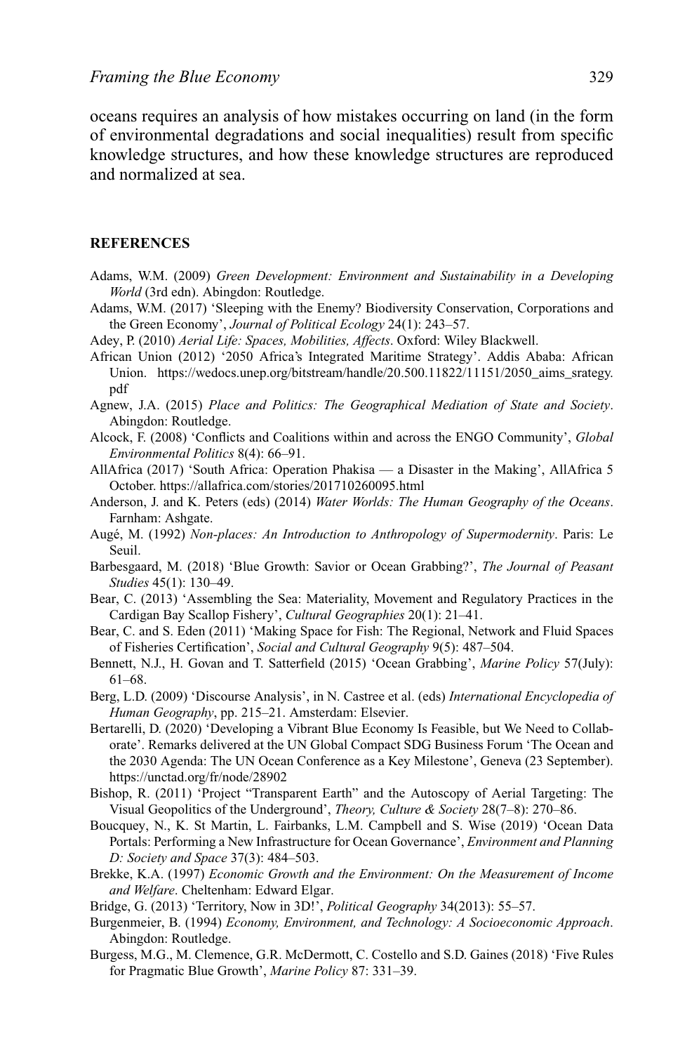oceans requires an analysis of how mistakes occurring on land (in the form of environmental degradations and social inequalities) result from specific knowledge structures, and how these knowledge structures are reproduced and normalized at sea.

## REFERENCES

Adams, W.M. (2009) *Green Development: Environment and Sustainability in a Developing World* (3rd edn). Abingdon: Routledge.

Adams, W.M. (2017) 'Sleeping with the Enemy? Biodiversity Conservation, Corporations and the Green Economy', *Journal of Political Ecology* 24(1): 243–57.

Adey, P. (2010) *Aerial Life: Spaces, Mobilities, Affects*. Oxford: Wiley Blackwell.

African Union (2012) '2050 Africa's Integrated Maritime Strategy'. Addis Ababa: African Union. https://wedocs.unep.org/bitstream/handle/20.500.11822/11151/2050_aims_srategy.pdf

Agnew, J.A. (2015) *Place and Politics: The Geographical Mediation of State and Society*. Abingdon: Routledge.

Alcock, F. (2008) 'Conflicts and Coalitions within and across the ENGO Community', *Global Environmental Politics* 8(4): 66–91.

AllAfrica (2017) 'South Africa: Operation Phakisa — a Disaster in the Making', AllAfrica 5 October. https://allafrica.com/stories/201710260095.html

Anderson, J. and K. Peters (eds) (2014) *Water Worlds: The Human Geography of the Oceans*. Farnham: Ashgate.

Augé, M. (1992) *Non-places: An Introduction to Anthropology of Supermodernity*. Paris: Le Seuil.

Barbesgaard, M. (2018) 'Blue Growth: Savior or Ocean Grabbing?', *The Journal of Peasant Studies* 45(1): 130–49.

Bear, C. (2013) 'Assembling the Sea: Materiality, Movement and Regulatory Practices in the Cardigan Bay Scallop Fishery', *Cultural Geographies* 20(1): 21–41.

Bear, C. and S. Eden (2011) 'Making Space for Fish: The Regional, Network and Fluid Spaces of Fisheries Certification', *Social and Cultural Geography* 9(5): 487–504.

Bennett, N.J., H. Govan and T. Satterfield (2015) 'Ocean Grabbing', *Marine Policy* 57(July): 61–68.

Berg, L.D. (2009) 'Discourse Analysis', in N. Castree et al. (eds) *International Encyclopedia of Human Geography*, pp. 215–21. Amsterdam: Elsevier.

Bertarelli, D. (2020) 'Developing a Vibrant Blue Economy Is Feasible, but We Need to Collaborate'. Remarks delivered at the UN Global Compact SDG Business Forum 'The Ocean and the 2030 Agenda: The UN Ocean Conference as a Key Milestone', Geneva (23 September). https://unctad.org/fr/node/28902

Bishop, R. (2011) 'Project "Transparent Earth" and the Autoscopy of Aerial Targeting: The Visual Geopolitics of the Underground', *Theory, Culture & Society* 28(7–8): 270–86.

Boucquey, N., K. St Martin, L. Fairbanks, L.M. Campbell and S. Wise (2019) 'Ocean Data Portals: Performing a New Infrastructure for Ocean Governance', *Environment and Planning D: Society and Space* 37(3): 484–503.

Brekke, K.A. (1997) *Economic Growth and the Environment: On the Measurement of Income and Welfare*. Cheltenham: Edward Elgar.

Bridge, G. (2013) 'Territory, Now in 3D!', *Political Geography* 34(2013): 55–57.

Burgenmeier, B. (1994) *Economy, Environment, and Technology: A Socioeconomic Approach*. Abingdon: Routledge.

Burgess, M.G., M. Clemence, G.R. McDermott, C. Costello and S.D. Gaines (2018) 'Five Rules for Pragmatic Blue Growth', *Marine Policy* 87: 331–39.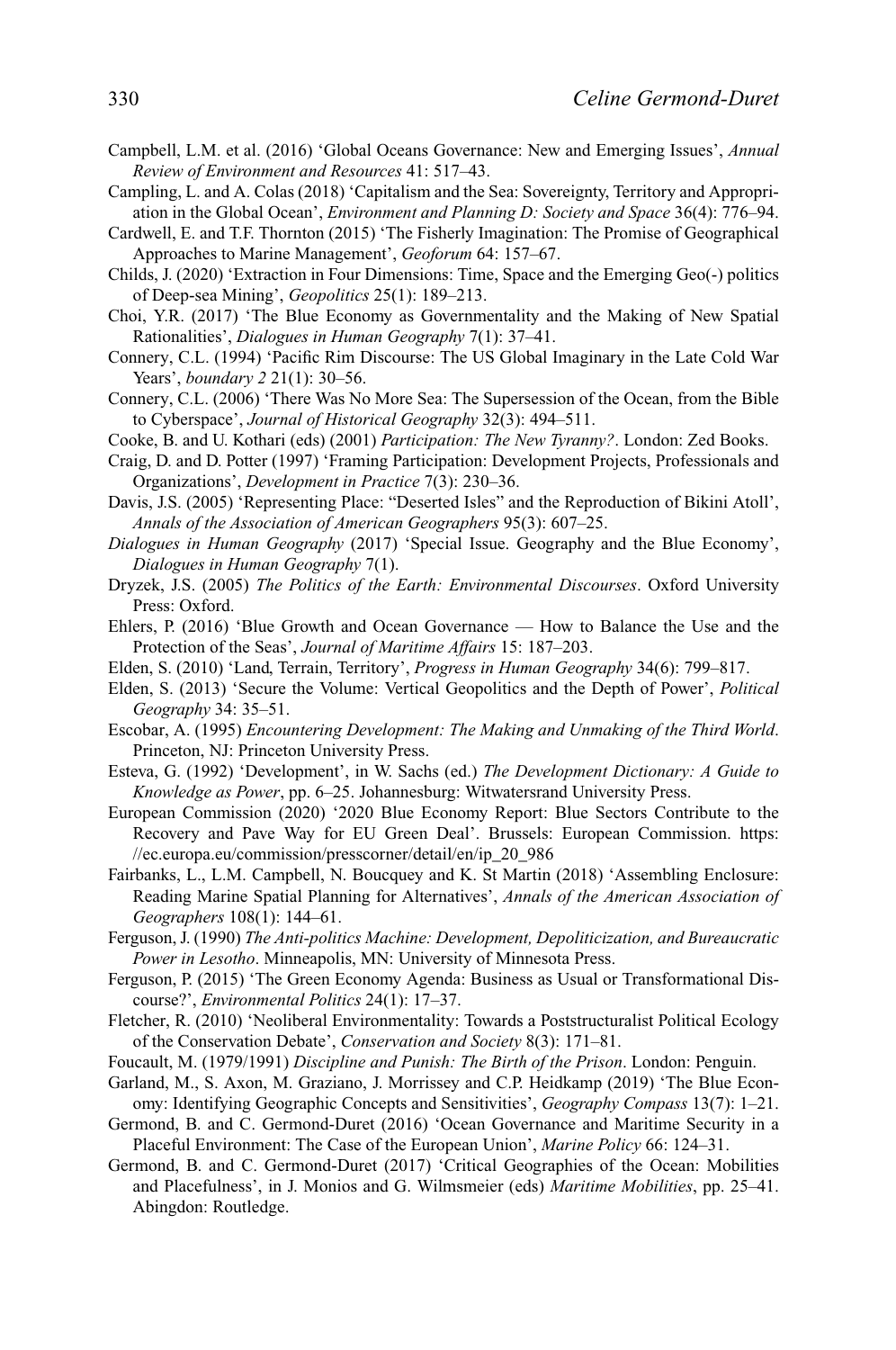Campbell, L.M. et al. (2016) 'Global Oceans Governance: New and Emerging Issues', *Annual Review of Environment and Resources* 41: 517–43.

Campling, L. and A. Colas (2018) 'Capitalism and the Sea: Sovereignty, Territory and Appropriation in the Global Ocean', *Environment and Planning D: Society and Space* 36(4): 776–94.

Cardwell, E. and T.F. Thornton (2015) 'The Fisherly Imagination: The Promise of Geographical Approaches to Marine Management', *Geoforum* 64: 157–67.

Childs, J. (2020) 'Extraction in Four Dimensions: Time, Space and the Emerging Geo(-) politics of Deep-sea Mining', *Geopolitics* 25(1): 189–213.

Choi, Y.R. (2017) 'The Blue Economy as Governmentality and the Making of New Spatial Rationalities', *Dialogues in Human Geography* 7(1): 37–41.

Connery, C.L. (1994) 'Pacific Rim Discourse: The US Global Imaginary in the Late Cold War Years', *boundary 2* 21(1): 30–56.

Connery, C.L. (2006) 'There Was No More Sea: The Supersession of the Ocean, from the Bible to Cyberspace', *Journal of Historical Geography* 32(3): 494–511.

Cooke, B. and U. Kothari (eds) (2001) *Participation: The New Tyranny?*. London: Zed Books.

Craig, D. and D. Potter (1997) 'Framing Participation: Development Projects, Professionals and Organizations', *Development in Practice* 7(3): 230–36.

Davis, J.S. (2005) 'Representing Place: "Deserted Isles" and the Reproduction of Bikini Atoll', *Annals of the Association of American Geographers* 95(3): 607–25.

*Dialogues in Human Geography* (2017) 'Special Issue. Geography and the Blue Economy', *Dialogues in Human Geography* 7(1).

Dryzek, J.S. (2005) *The Politics of the Earth: Environmental Discourses*. Oxford University Press: Oxford.

Ehlers, P. (2016) 'Blue Growth and Ocean Governance — How to Balance the Use and the Protection of the Seas', *Journal of Maritime Affairs* 15: 187–203.

Elden, S. (2010) 'Land, Terrain, Territory', *Progress in Human Geography* 34(6): 799–817.

Elden, S. (2013) 'Secure the Volume: Vertical Geopolitics and the Depth of Power', *Political Geography* 34: 35–51.

Escobar, A. (1995) *Encountering Development: The Making and Unmaking of the Third World*. Princeton, NJ: Princeton University Press.

Esteva, G. (1992) 'Development', in W. Sachs (ed.) *The Development Dictionary: A Guide to Knowledge as Power*, pp. 6–25. Johannesburg: Witwatersrand University Press.

European Commission (2020) '2020 Blue Economy Report: Blue Sectors Contribute to the Recovery and Pave Way for EU Green Deal'. Brussels: European Commission. https://ec.europa.eu/commission/presscorner/detail/en/ip_20_986

Fairbanks, L., L.M. Campbell, N. Boucquey and K. St Martin (2018) 'Assembling Enclosure: Reading Marine Spatial Planning for Alternatives', *Annals of the American Association of Geographers* 108(1): 144–61.

Ferguson, J. (1990) *The Anti-politics Machine: Development, Depoliticization, and Bureaucratic Power in Lesotho*. Minneapolis, MN: University of Minnesota Press.

Ferguson, P. (2015) 'The Green Economy Agenda: Business as Usual or Transformational Discourse?', *Environmental Politics* 24(1): 17–37.

Fletcher, R. (2010) 'Neoliberal Environmentality: Towards a Poststructuralist Political Ecology of the Conservation Debate', *Conservation and Society* 8(3): 171–81.

Foucault, M. (1979/1991) *Discipline and Punish: The Birth of the Prison*. London: Penguin.

Garland, M., S. Axon, M. Graziano, J. Morrissey and C.P. Heidkamp (2019) 'The Blue Economy: Identifying Geographic Concepts and Sensitivities', *Geography Compass* 13(7): 1–21.

Germond, B. and C. Germond-Duret (2016) 'Ocean Governance and Maritime Security in a Placeful Environment: The Case of the European Union', *Marine Policy* 66: 124–31.

Germond, B. and C. Germond-Duret (2017) 'Critical Geographies of the Ocean: Mobilities and Placefulness', in J. Monios and G. Wilmsmeier (eds) *Maritime Mobilities*, pp. 25–41. Abingdon: Routledge.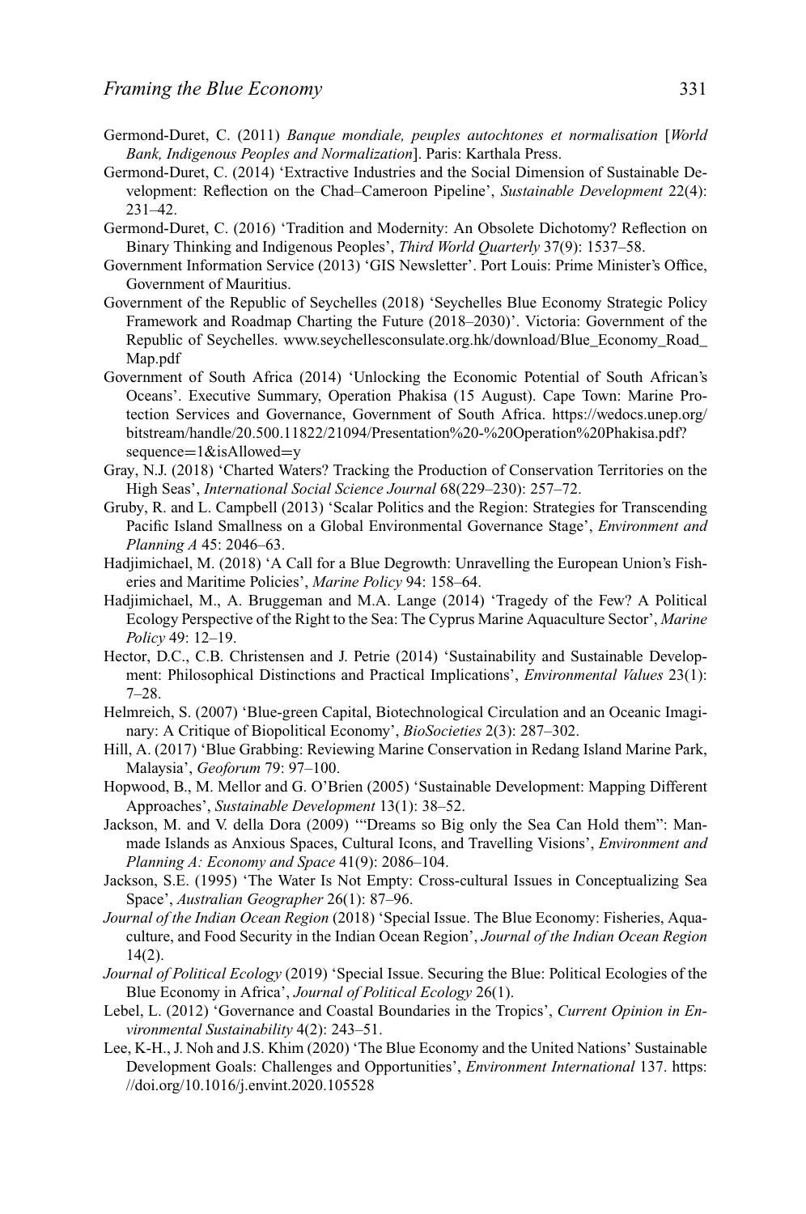Germond-Duret, C. (2011) *Banque mondiale, peuples autochtones et normalisation* [*World Bank, Indigenous Peoples and Normalization*]. Paris: Karthala Press.

Germond-Duret, C. (2014) 'Extractive Industries and the Social Dimension of Sustainable Development: Reflection on the Chad–Cameroon Pipeline', *Sustainable Development* 22(4): 231–42.

Germond-Duret, C. (2016) 'Tradition and Modernity: An Obsolete Dichotomy? Reflection on Binary Thinking and Indigenous Peoples', *Third World Quarterly* 37(9): 1537–58.

Government Information Service (2013) 'GIS Newsletter'. Port Louis: Prime Minister's Office, Government of Mauritius.

Government of the Republic of Seychelles (2018) 'Seychelles Blue Economy Strategic Policy Framework and Roadmap Charting the Future (2018–2030)'. Victoria: Government of the Republic of Seychelles. www.seychellesconsulate.org.hk/download/Blue_Economy_Road_Map.pdf

Government of South Africa (2014) 'Unlocking the Economic Potential of South African's Oceans'. Executive Summary, Operation Phakisa (15 August). Cape Town: Marine Protection Services and Governance, Government of South Africa. https://wedocs.unep.org/bitstream/handle/20.500.11822/21094/Presentation%20-%20Operation%20Phakisa.pdf?sequence=1&isAllowed=y

Gray, N.J. (2018) 'Charted Waters? Tracking the Production of Conservation Territories on the High Seas', *International Social Science Journal* 68(229–230): 257–72.

Gruby, R. and L. Campbell (2013) 'Scalar Politics and the Region: Strategies for Transcending Pacific Island Smallness on a Global Environmental Governance Stage', *Environment and Planning A* 45: 2046–63.

Hadjimichael, M. (2018) 'A Call for a Blue Degrowth: Unravelling the European Union's Fisheries and Maritime Policies', *Marine Policy* 94: 158–64.

Hadjimichael, M., A. Bruggeman and M.A. Lange (2014) 'Tragedy of the Few? A Political Ecology Perspective of the Right to the Sea: The Cyprus Marine Aquaculture Sector', *Marine Policy* 49: 12–19.

Hector, D.C., C.B. Christensen and J. Petrie (2014) 'Sustainability and Sustainable Development: Philosophical Distinctions and Practical Implications', *Environmental Values* 23(1): 7–28.

Helmreich, S. (2007) 'Blue-green Capital, Biotechnological Circulation and an Oceanic Imaginary: A Critique of Biopolitical Economy', *BioSocieties* 2(3): 287–302.

Hill, A. (2017) 'Blue Grabbing: Reviewing Marine Conservation in Redang Island Marine Park, Malaysia', *Geoforum* 79: 97–100.

Hopwood, B., M. Mellor and G. O'Brien (2005) 'Sustainable Development: Mapping Different Approaches', *Sustainable Development* 13(1): 38–52.

Jackson, M. and V. della Dora (2009) '"Dreams so Big only the Sea Can Hold them": Man-made Islands as Anxious Spaces, Cultural Icons, and Travelling Visions', *Environment and Planning A: Economy and Space* 41(9): 2086–104.

Jackson, S.E. (1995) 'The Water Is Not Empty: Cross-cultural Issues in Conceptualizing Sea Space', *Australian Geographer* 26(1): 87–96.

*Journal of the Indian Ocean Region* (2018) 'Special Issue. The Blue Economy: Fisheries, Aquaculture, and Food Security in the Indian Ocean Region', *Journal of the Indian Ocean Region* 14(2).

*Journal of Political Ecology* (2019) 'Special Issue. Securing the Blue: Political Ecologies of the Blue Economy in Africa', *Journal of Political Ecology* 26(1).

Lebel, L. (2012) 'Governance and Coastal Boundaries in the Tropics', *Current Opinion in Environmental Sustainability* 4(2): 243–51.

Lee, K-H., J. Noh and J.S. Khim (2020) 'The Blue Economy and the United Nations' Sustainable Development Goals: Challenges and Opportunities', *Environment International* 137. https://doi.org/10.1016/j.envint.2020.105528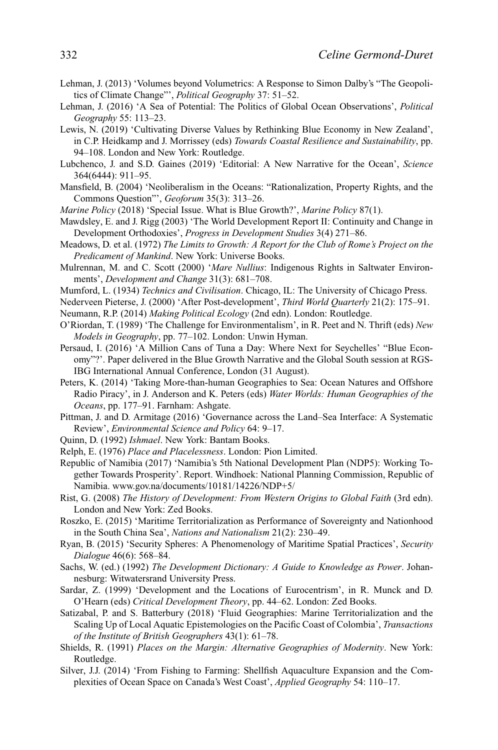Lehman, J. (2013) 'Volumes beyond Volumetrics: A Response to Simon Dalby's "The Geopolitics of Climate Change"', *Political Geography* 37: 51–52.

Lehman, J. (2016) 'A Sea of Potential: The Politics of Global Ocean Observations', *Political Geography* 55: 113–23.

Lewis, N. (2019) 'Cultivating Diverse Values by Rethinking Blue Economy in New Zealand', in C.P. Heidkamp and J. Morrissey (eds) *Towards Coastal Resilience and Sustainability*, pp. 94–108. London and New York: Routledge.

Lubchenco, J. and S.D. Gaines (2019) 'Editorial: A New Narrative for the Ocean', *Science* 364(6444): 911–95.

Mansfield, B. (2004) 'Neoliberalism in the Oceans: "Rationalization, Property Rights, and the Commons Question"', *Geoforum* 35(3): 313–26.

*Marine Policy* (2018) 'Special Issue. What is Blue Growth?', *Marine Policy* 87(1).

Mawdsley, E. and J. Rigg (2003) 'The World Development Report II: Continuity and Change in Development Orthodoxies', *Progress in Development Studies* 3(4) 271–86.

Meadows, D. et al. (1972) *The Limits to Growth: A Report for the Club of Rome's Project on the Predicament of Mankind*. New York: Universe Books.

Mulrennan, M. and C. Scott (2000) '*Mare Nullius*: Indigenous Rights in Saltwater Environments', *Development and Change* 31(3): 681–708.

Mumford, L. (1934) *Technics and Civilisation*. Chicago, IL: The University of Chicago Press.

Nederveen Pieterse, J. (2000) 'After Post-development', *Third World Quarterly* 21(2): 175–91.

Neumann, R.P. (2014) *Making Political Ecology* (2nd edn). London: Routledge.

O'Riordan, T. (1989) 'The Challenge for Environmentalism', in R. Peet and N. Thrift (eds) *New Models in Geography*, pp. 77–102. London: Unwin Hyman.

Persaud, I. (2016) 'A Million Cans of Tuna a Day: Where Next for Seychelles' "Blue Economy"?'. Paper delivered in the Blue Growth Narrative and the Global South session at RGS-IBG International Annual Conference, London (31 August).

Peters, K. (2014) 'Taking More-than-human Geographies to Sea: Ocean Natures and Offshore Radio Piracy', in J. Anderson and K. Peters (eds) *Water Worlds: Human Geographies of the Oceans*, pp. 177–91. Farnham: Ashgate.

Pittman, J. and D. Armitage (2016) 'Governance across the Land–Sea Interface: A Systematic Review', *Environmental Science and Policy* 64: 9–17.

Quinn, D. (1992) *Ishmael*. New York: Bantam Books.

Relph, E. (1976) *Place and Placelessness*. London: Pion Limited.

Republic of Namibia (2017) 'Namibia's 5th National Development Plan (NDP5): Working Together Towards Prosperity'. Report. Windhoek: National Planning Commission, Republic of Namibia. www.gov.na/documents/10181/14226/NDP+5/

Rist, G. (2008) *The History of Development: From Western Origins to Global Faith* (3rd edn). London and New York: Zed Books.

Roszko, E. (2015) 'Maritime Territorialization as Performance of Sovereignty and Nationhood in the South China Sea', *Nations and Nationalism* 21(2): 230–49.

Ryan, B. (2015) 'Security Spheres: A Phenomenology of Maritime Spatial Practices', *Security Dialogue* 46(6): 568–84.

Sachs, W. (ed.) (1992) *The Development Dictionary: A Guide to Knowledge as Power*. Johannesburg: Witwatersrand University Press.

Sardar, Z. (1999) 'Development and the Locations of Eurocentrism', in R. Munck and D. O'Hearn (eds) *Critical Development Theory*, pp. 44–62. London: Zed Books.

Satizabal, P. and S. Batterbury (2018) 'Fluid Geographies: Marine Territorialization and the Scaling Up of Local Aquatic Epistemologies on the Pacific Coast of Colombia', *Transactions of the Institute of British Geographers* 43(1): 61–78.

Shields, R. (1991) *Places on the Margin: Alternative Geographies of Modernity*. New York: Routledge.

Silver, J.J. (2014) 'From Fishing to Farming: Shellfish Aquaculture Expansion and the Complexities of Ocean Space on Canada's West Coast', *Applied Geography* 54: 110–17.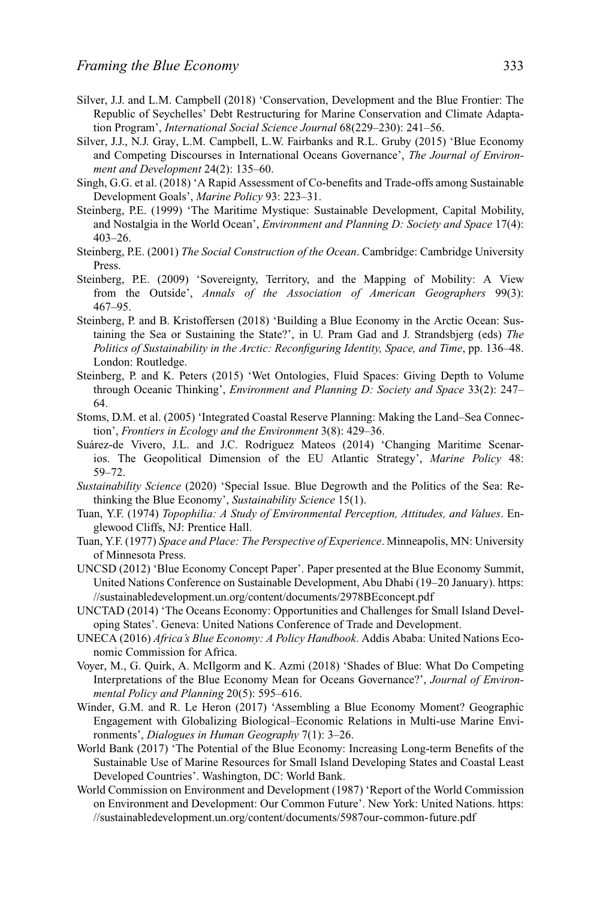Silver, J.J. and L.M. Campbell (2018) 'Conservation, Development and the Blue Frontier: The Republic of Seychelles' Debt Restructuring for Marine Conservation and Climate Adaptation Program', *International Social Science Journal* 68(229–230): 241–56.

Silver, J.J., N.J. Gray, L.M. Campbell, L.W. Fairbanks and R.L. Gruby (2015) 'Blue Economy and Competing Discourses in International Oceans Governance', *The Journal of Environment and Development* 24(2): 135–60.

Singh, G.G. et al. (2018) 'A Rapid Assessment of Co-benefits and Trade-offs among Sustainable Development Goals', *Marine Policy* 93: 223–31.

Steinberg, P.E. (1999) 'The Maritime Mystique: Sustainable Development, Capital Mobility, and Nostalgia in the World Ocean', *Environment and Planning D: Society and Space* 17(4): 403–26.

Steinberg, P.E. (2001) *The Social Construction of the Ocean*. Cambridge: Cambridge University Press.

Steinberg, P.E. (2009) 'Sovereignty, Territory, and the Mapping of Mobility: A View from the Outside', *Annals of the Association of American Geographers* 99(3): 467–95.

Steinberg, P. and B. Kristoffersen (2018) 'Building a Blue Economy in the Arctic Ocean: Sustaining the Sea or Sustaining the State?', in U. Pram Gad and J. Strandsbjerg (eds) *The Politics of Sustainability in the Arctic: Reconfiguring Identity, Space, and Time*, pp. 136–48. London: Routledge.

Steinberg, P. and K. Peters (2015) 'Wet Ontologies, Fluid Spaces: Giving Depth to Volume through Oceanic Thinking', *Environment and Planning D: Society and Space* 33(2): 247–64.

Stoms, D.M. et al. (2005) 'Integrated Coastal Reserve Planning: Making the Land–Sea Connection', *Frontiers in Ecology and the Environment* 3(8): 429–36.

Suárez-de Vivero, J.L. and J.C. Rodríguez Mateos (2014) 'Changing Maritime Scenarios. The Geopolitical Dimension of the EU Atlantic Strategy', *Marine Policy* 48: 59–72.

*Sustainability Science* (2020) 'Special Issue. Blue Degrowth and the Politics of the Sea: Rethinking the Blue Economy', *Sustainability Science* 15(1).

Tuan, Y.F. (1974) *Topophilia: A Study of Environmental Perception, Attitudes, and Values*. Englewood Cliffs, NJ: Prentice Hall.

Tuan, Y.F. (1977) *Space and Place: The Perspective of Experience*. Minneapolis, MN: University of Minnesota Press.

UNCSD (2012) 'Blue Economy Concept Paper'. Paper presented at the Blue Economy Summit, United Nations Conference on Sustainable Development, Abu Dhabi (19–20 January). https://sustainabledevelopment.un.org/content/documents/2978BEconcept.pdf

UNCTAD (2014) 'The Oceans Economy: Opportunities and Challenges for Small Island Developing States'. Geneva: United Nations Conference of Trade and Development.

UNECA (2016) *Africa's Blue Economy: A Policy Handbook*. Addis Ababa: United Nations Economic Commission for Africa.

Voyer, M., G. Quirk, A. McIlgorm and K. Azmi (2018) 'Shades of Blue: What Do Competing Interpretations of the Blue Economy Mean for Oceans Governance?', *Journal of Environmental Policy and Planning* 20(5): 595–616.

Winder, G.M. and R. Le Heron (2017) 'Assembling a Blue Economy Moment? Geographic Engagement with Globalizing Biological–Economic Relations in Multi-use Marine Environments', *Dialogues in Human Geography* 7(1): 3–26.

World Bank (2017) 'The Potential of the Blue Economy: Increasing Long-term Benefits of the Sustainable Use of Marine Resources for Small Island Developing States and Coastal Least Developed Countries'. Washington, DC: World Bank.

World Commission on Environment and Development (1987) 'Report of the World Commission on Environment and Development: Our Common Future'. New York: United Nations. https://sustainabledevelopment.un.org/content/documents/5987our-common-future.pdf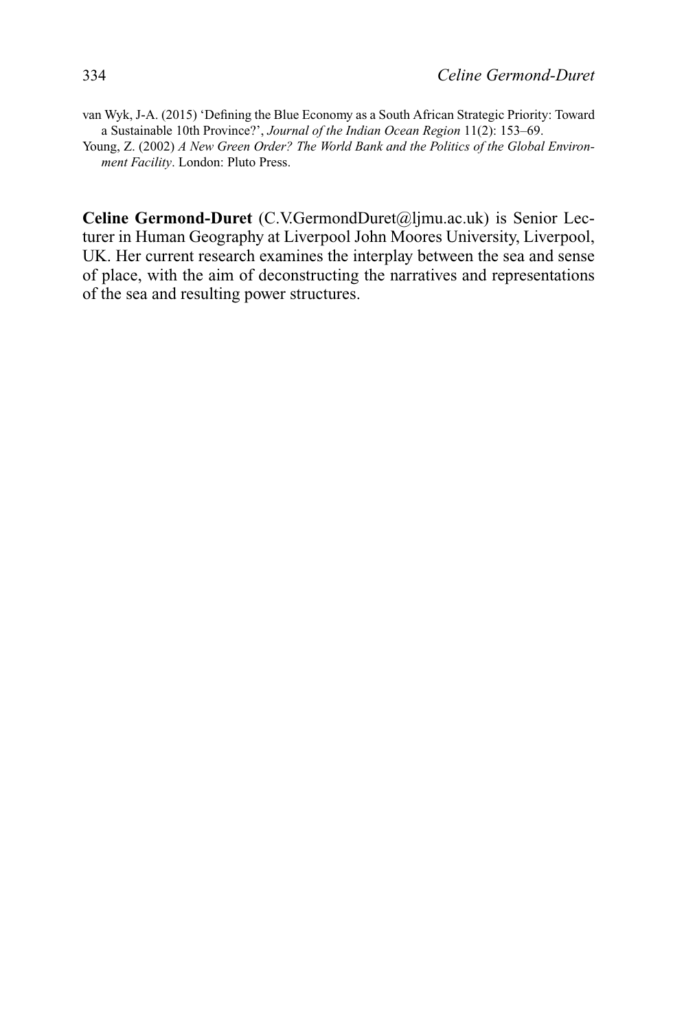van Wyk, J-A. (2015) 'Defining the Blue Economy as a South African Strategic Priority: Toward a Sustainable 10th Province?', *Journal of the Indian Ocean Region* 11(2): 153–69.

Young, Z. (2002) *A New Green Order? The World Bank and the Politics of the Global Environment Facility*. London: Pluto Press.

**Celine Germond-Duret** (C.V.GermondDuret@ljmu.ac.uk) is Senior Lecturer in Human Geography at Liverpool John Moores University, Liverpool, UK. Her current research examines the interplay between the sea and sense of place, with the aim of deconstructing the narratives and representations of the sea and resulting power structures.